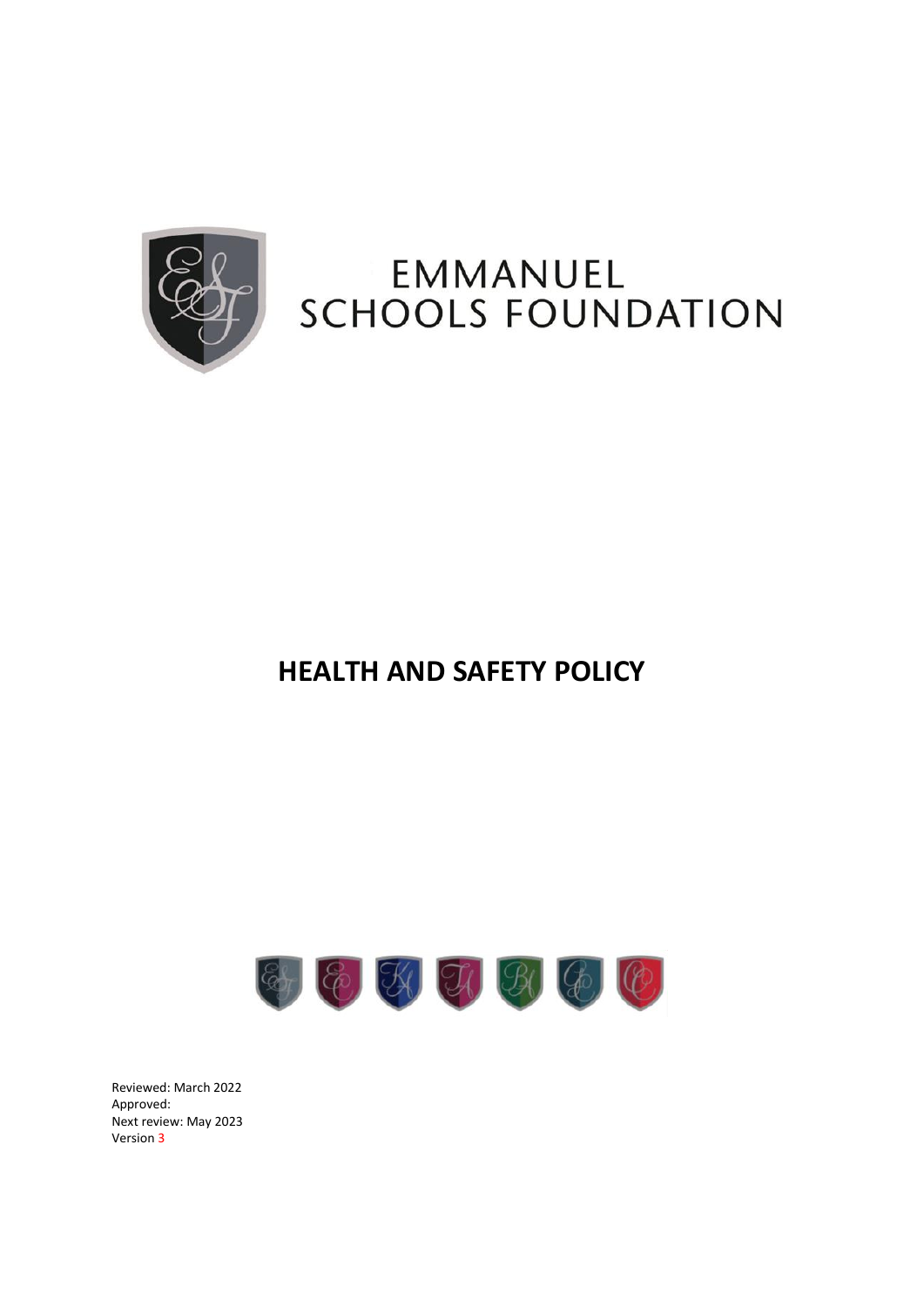EMMANUEL SCHOOLS FOUNDATION

# HEALTH AND SAFETY POLICY

Reviewed: March 2022
Approved:
Next review: May 2023
Version 3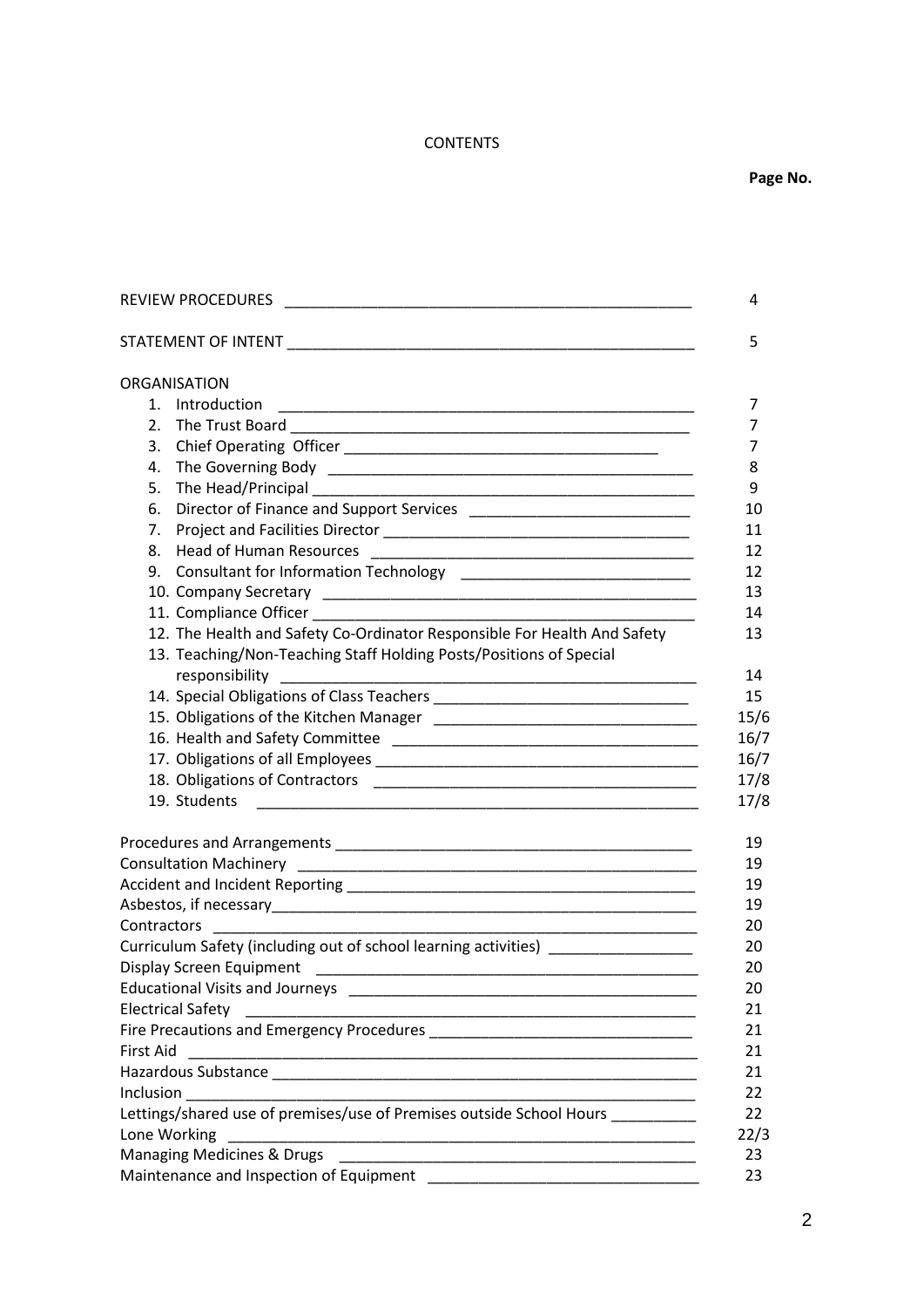CONTENTS

| | Page No. |
|---|---|
| REVIEW PROCEDURES | 4 |
| STATEMENT OF INTENT | 5 |
| ORGANISATION | |
| 1. Introduction | 7 |
| 2. The Trust Board | 7 |
| 3. Chief Operating Officer | 7 |
| 4. The Governing Body | 8 |
| 5. The Head/Principal | 9 |
| 6. Director of Finance and Support Services | 10 |
| 7. Project and Facilities Director | 11 |
| 8. Head of Human Resources | 12 |
| 9. Consultant for Information Technology | 12 |
| 10. Company Secretary | 13 |
| 11. Compliance Officer | 14 |
| 12. The Health and Safety Co-Ordinator Responsible For Health And Safety | 13 |
| 13. Teaching/Non-Teaching Staff Holding Posts/Positions of Special responsibility | 14 |
| 14. Special Obligations of Class Teachers | 15 |
| 15. Obligations of the Kitchen Manager | 15/6 |
| 16. Health and Safety Committee | 16/7 |
| 17. Obligations of all Employees | 16/7 |
| 18. Obligations of Contractors | 17/8 |
| 19. Students | 17/8 |
| Procedures and Arrangements | 19 |
| Consultation Machinery | 19 |
| Accident and Incident Reporting | 19 |
| Asbestos, if necessary | 19 |
| Contractors | 20 |
| Curriculum Safety (including out of school learning activities) | 20 |
| Display Screen Equipment | 20 |
| Educational Visits and Journeys | 20 |
| Electrical Safety | 21 |
| Fire Precautions and Emergency Procedures | 21 |
| First Aid | 21 |
| Hazardous Substance | 21 |
| Inclusion | 22 |
| Lettings/shared use of premises/use of Premises outside School Hours | 22 |
| Lone Working | 22/3 |
| Managing Medicines & Drugs | 23 |
| Maintenance and Inspection of Equipment | 23 |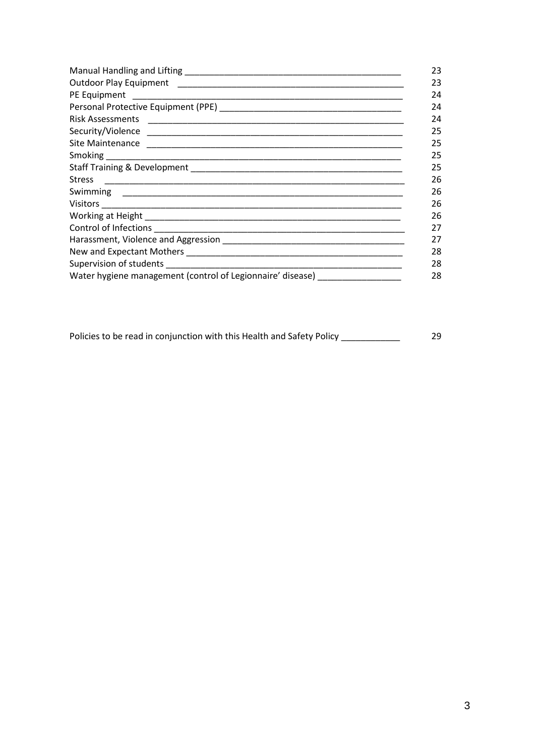| | |
|---|---|
| Manual Handling and Lifting | 23 |
| Outdoor Play Equipment | 23 |
| PE Equipment | 24 |
| Personal Protective Equipment (PPE) | 24 |
| Risk Assessments | 24 |
| Security/Violence | 25 |
| Site Maintenance | 25 |
| Smoking | 25 |
| Staff Training & Development | 25 |
| Stress | 26 |
| Swimming | 26 |
| Visitors | 26 |
| Working at Height | 26 |
| Control of Infections | 27 |
| Harassment, Violence and Aggression | 27 |
| New and Expectant Mothers | 28 |
| Supervision of students | 28 |
| Water hygiene management (control of Legionnaire' disease) | 28 |
| | |
| Policies to be read in conjunction with this Health and Safety Policy | 29 |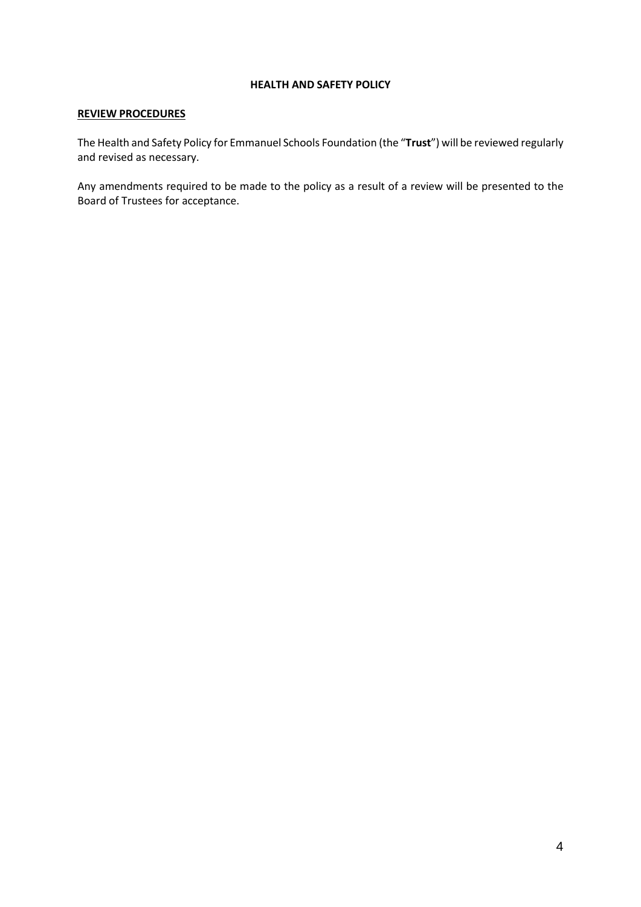**HEALTH AND SAFETY POLICY**

**REVIEW PROCEDURES**

The Health and Safety Policy for Emmanuel Schools Foundation (the "**Trust**") will be reviewed regularly and revised as necessary.

Any amendments required to be made to the policy as a result of a review will be presented to the Board of Trustees for acceptance.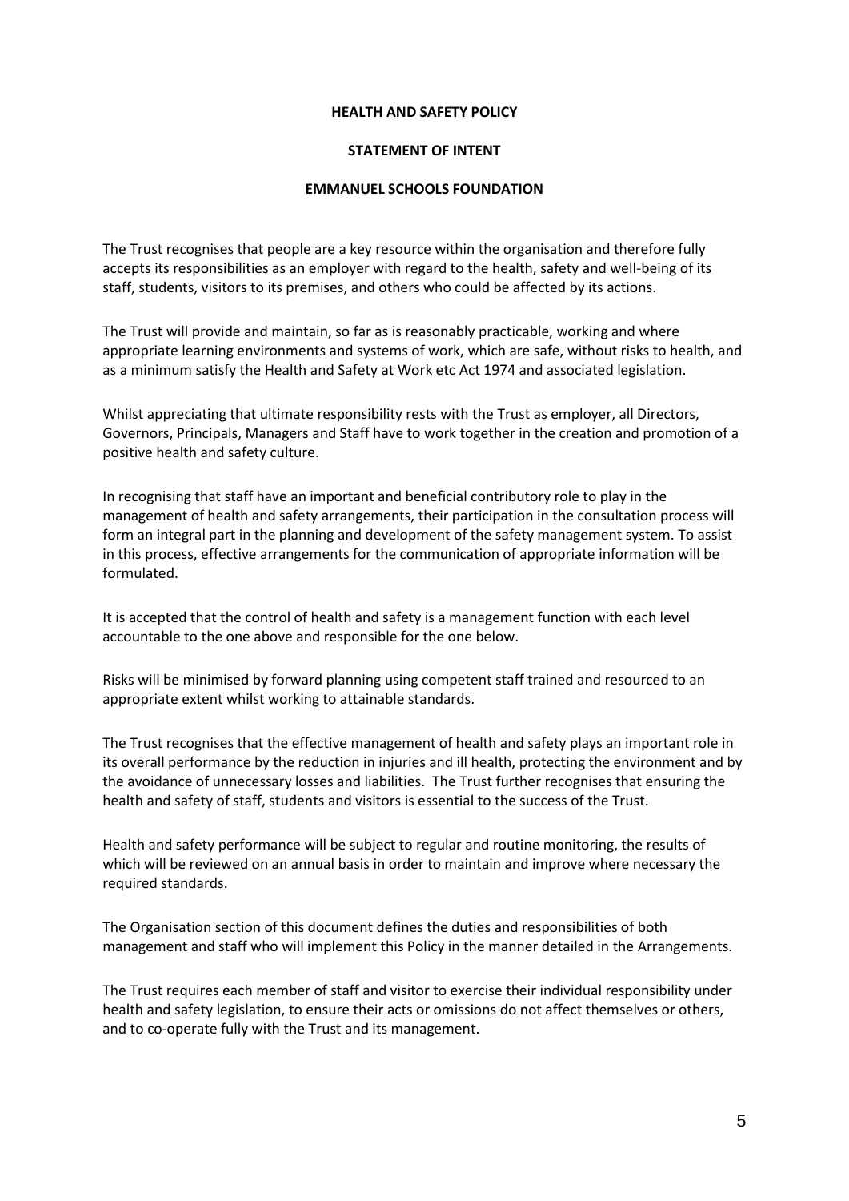**HEALTH AND SAFETY POLICY**

**STATEMENT OF INTENT**

**EMMANUEL SCHOOLS FOUNDATION**

The Trust recognises that people are a key resource within the organisation and therefore fully accepts its responsibilities as an employer with regard to the health, safety and well-being of its staff, students, visitors to its premises, and others who could be affected by its actions.

The Trust will provide and maintain, so far as is reasonably practicable, working and where appropriate learning environments and systems of work, which are safe, without risks to health, and as a minimum satisfy the Health and Safety at Work etc Act 1974 and associated legislation.

Whilst appreciating that ultimate responsibility rests with the Trust as employer, all Directors, Governors, Principals, Managers and Staff have to work together in the creation and promotion of a positive health and safety culture.

In recognising that staff have an important and beneficial contributory role to play in the management of health and safety arrangements, their participation in the consultation process will form an integral part in the planning and development of the safety management system. To assist in this process, effective arrangements for the communication of appropriate information will be formulated.

It is accepted that the control of health and safety is a management function with each level accountable to the one above and responsible for the one below.

Risks will be minimised by forward planning using competent staff trained and resourced to an appropriate extent whilst working to attainable standards.

The Trust recognises that the effective management of health and safety plays an important role in its overall performance by the reduction in injuries and ill health, protecting the environment and by the avoidance of unnecessary losses and liabilities. The Trust further recognises that ensuring the health and safety of staff, students and visitors is essential to the success of the Trust.

Health and safety performance will be subject to regular and routine monitoring, the results of which will be reviewed on an annual basis in order to maintain and improve where necessary the required standards.

The Organisation section of this document defines the duties and responsibilities of both management and staff who will implement this Policy in the manner detailed in the Arrangements.

The Trust requires each member of staff and visitor to exercise their individual responsibility under health and safety legislation, to ensure their acts or omissions do not affect themselves or others, and to co-operate fully with the Trust and its management.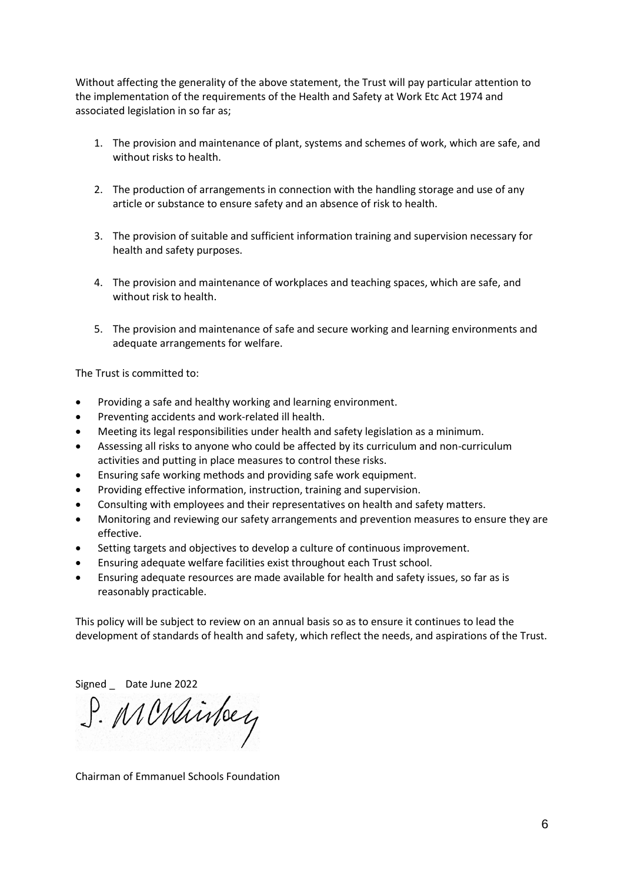Without affecting the generality of the above statement, the Trust will pay particular attention to the implementation of the requirements of the Health and Safety at Work Etc Act 1974 and associated legislation in so far as;

1. The provision and maintenance of plant, systems and schemes of work, which are safe, and without risks to health.

2. The production of arrangements in connection with the handling storage and use of any article or substance to ensure safety and an absence of risk to health.

3. The provision of suitable and sufficient information training and supervision necessary for health and safety purposes.

4. The provision and maintenance of workplaces and teaching spaces, which are safe, and without risk to health.

5. The provision and maintenance of safe and secure working and learning environments and adequate arrangements for welfare.

The Trust is committed to:

- Providing a safe and healthy working and learning environment.
- Preventing accidents and work-related ill health.
- Meeting its legal responsibilities under health and safety legislation as a minimum.
- Assessing all risks to anyone who could be affected by its curriculum and non-curriculum activities and putting in place measures to control these risks.
- Ensuring safe working methods and providing safe work equipment.
- Providing effective information, instruction, training and supervision.
- Consulting with employees and their representatives on health and safety matters.
- Monitoring and reviewing our safety arrangements and prevention measures to ensure they are effective.
- Setting targets and objectives to develop a culture of continuous improvement.
- Ensuring adequate welfare facilities exist throughout each Trust school.
- Ensuring adequate resources are made available for health and safety issues, so far as is reasonably practicable.

This policy will be subject to review on an annual basis so as to ensure it continues to lead the development of standards of health and safety, which reflect the needs, and aspirations of the Trust.

Signed _ Date June 2022

S. McKinley

Chairman of Emmanuel Schools Foundation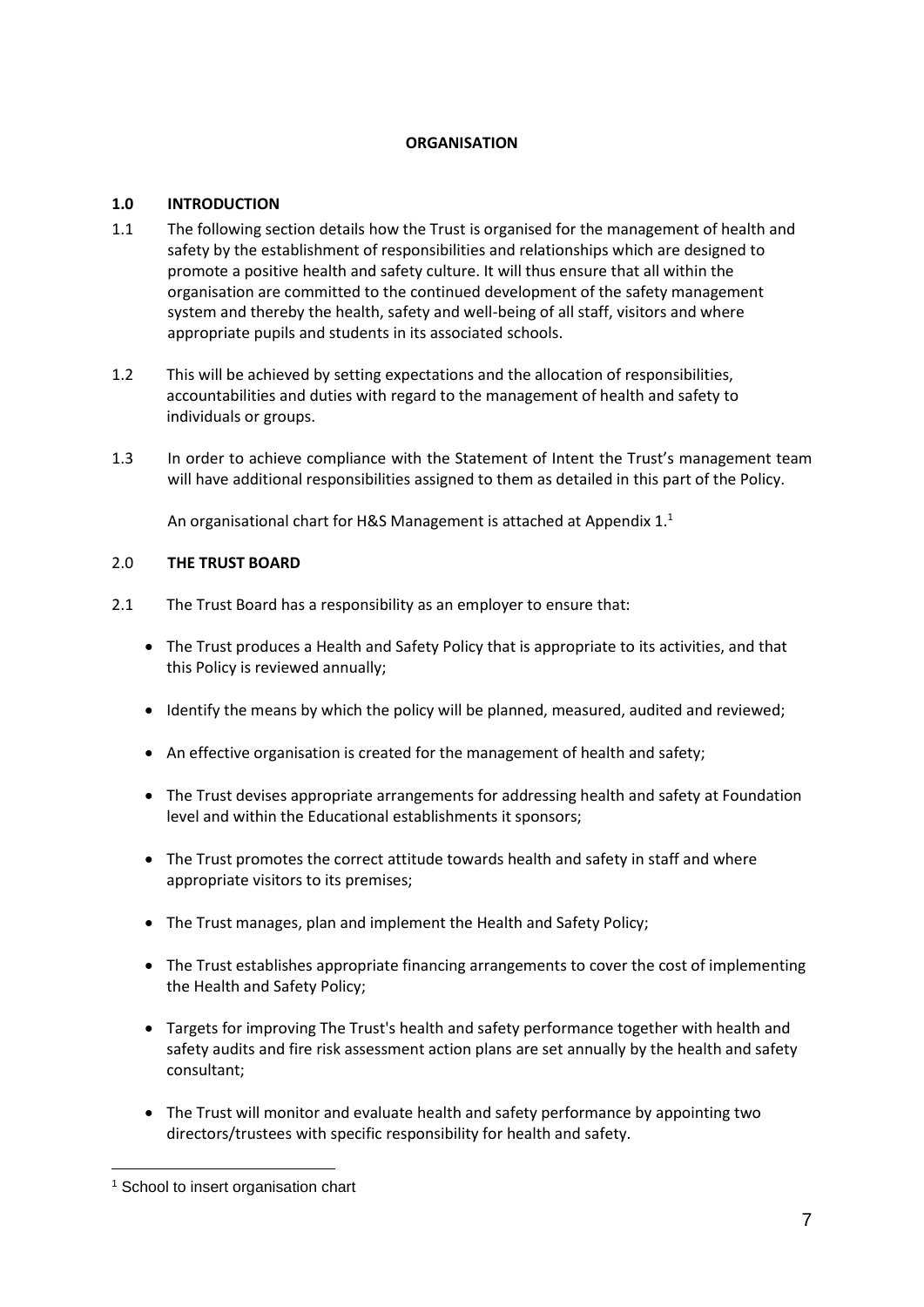**ORGANISATION**

**1.0 INTRODUCTION**

1.1 The following section details how the Trust is organised for the management of health and safety by the establishment of responsibilities and relationships which are designed to promote a positive health and safety culture. It will thus ensure that all within the organisation are committed to the continued development of the safety management system and thereby the health, safety and well-being of all staff, visitors and where appropriate pupils and students in its associated schools.

1.2 This will be achieved by setting expectations and the allocation of responsibilities, accountabilities and duties with regard to the management of health and safety to individuals or groups.

1.3 In order to achieve compliance with the Statement of Intent the Trust's management team will have additional responsibilities assigned to them as detailed in this part of the Policy.

An organisational chart for H&S Management is attached at Appendix 1.[1]

2.0 **THE TRUST BOARD**

2.1 The Trust Board has a responsibility as an employer to ensure that:

- The Trust produces a Health and Safety Policy that is appropriate to its activities, and that this Policy is reviewed annually;
- Identify the means by which the policy will be planned, measured, audited and reviewed;
- An effective organisation is created for the management of health and safety;
- The Trust devises appropriate arrangements for addressing health and safety at Foundation level and within the Educational establishments it sponsors;
- The Trust promotes the correct attitude towards health and safety in staff and where appropriate visitors to its premises;
- The Trust manages, plan and implement the Health and Safety Policy;
- The Trust establishes appropriate financing arrangements to cover the cost of implementing the Health and Safety Policy;
- Targets for improving The Trust's health and safety performance together with health and safety audits and fire risk assessment action plans are set annually by the health and safety consultant;
- The Trust will monitor and evaluate health and safety performance by appointing two directors/trustees with specific responsibility for health and safety.

[1] School to insert organisation chart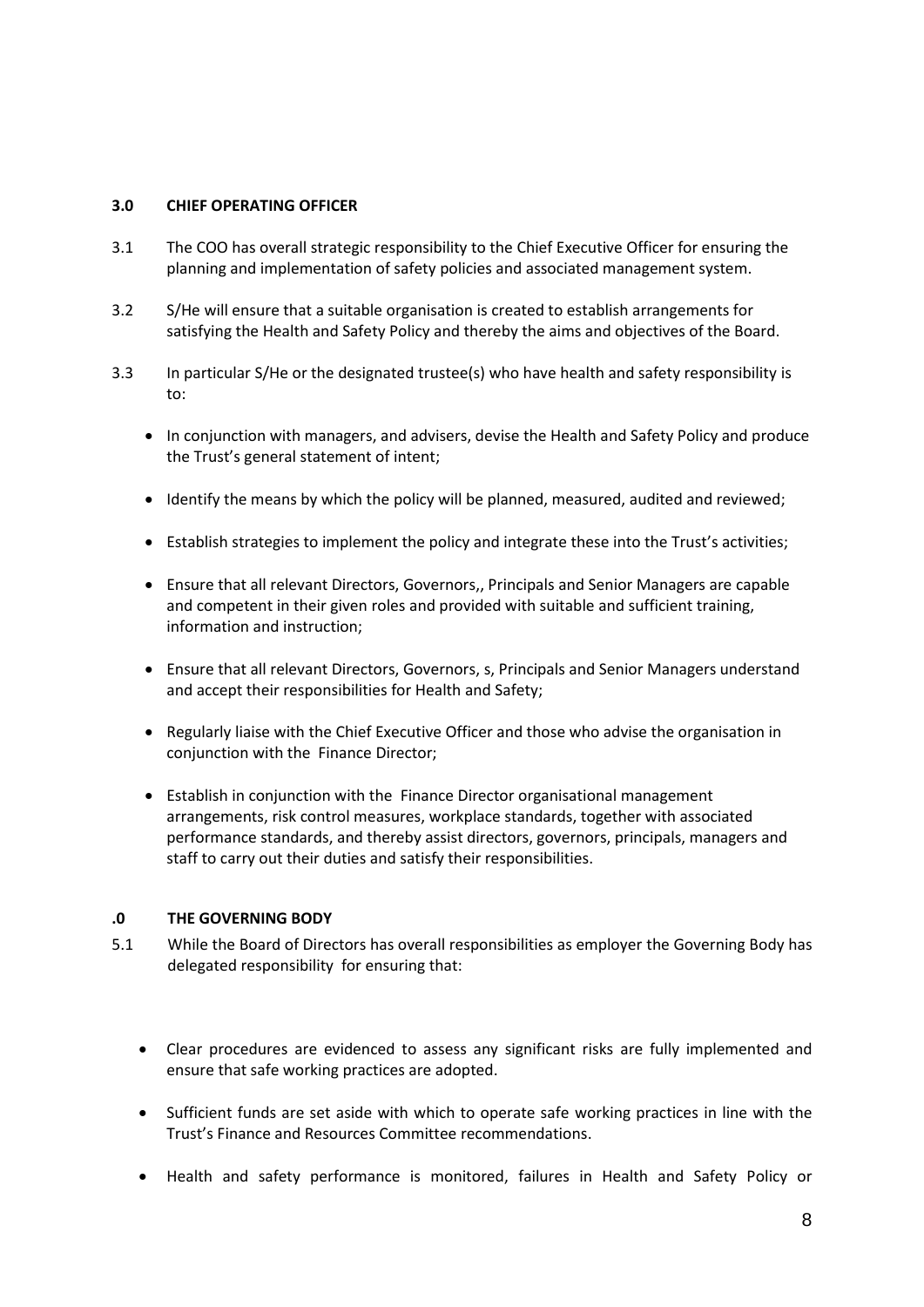## 3.0 CHIEF OPERATING OFFICER

3.1 The COO has overall strategic responsibility to the Chief Executive Officer for ensuring the planning and implementation of safety policies and associated management system.

3.2 S/He will ensure that a suitable organisation is created to establish arrangements for satisfying the Health and Safety Policy and thereby the aims and objectives of the Board.

3.3 In particular S/He or the designated trustee(s) who have health and safety responsibility is to:

- In conjunction with managers, and advisers, devise the Health and Safety Policy and produce the Trust's general statement of intent;
- Identify the means by which the policy will be planned, measured, audited and reviewed;
- Establish strategies to implement the policy and integrate these into the Trust's activities;
- Ensure that all relevant Directors, Governors,, Principals and Senior Managers are capable and competent in their given roles and provided with suitable and sufficient training, information and instruction;
- Ensure that all relevant Directors, Governors, s, Principals and Senior Managers understand and accept their responsibilities for Health and Safety;
- Regularly liaise with the Chief Executive Officer and those who advise the organisation in conjunction with the Finance Director;
- Establish in conjunction with the Finance Director organisational management arrangements, risk control measures, workplace standards, together with associated performance standards, and thereby assist directors, governors, principals, managers and staff to carry out their duties and satisfy their responsibilities.

## .0 THE GOVERNING BODY

5.1 While the Board of Directors has overall responsibilities as employer the Governing Body has delegated responsibility for ensuring that:

- Clear procedures are evidenced to assess any significant risks are fully implemented and ensure that safe working practices are adopted.
- Sufficient funds are set aside with which to operate safe working practices in line with the Trust's Finance and Resources Committee recommendations.
- Health and safety performance is monitored, failures in Health and Safety Policy or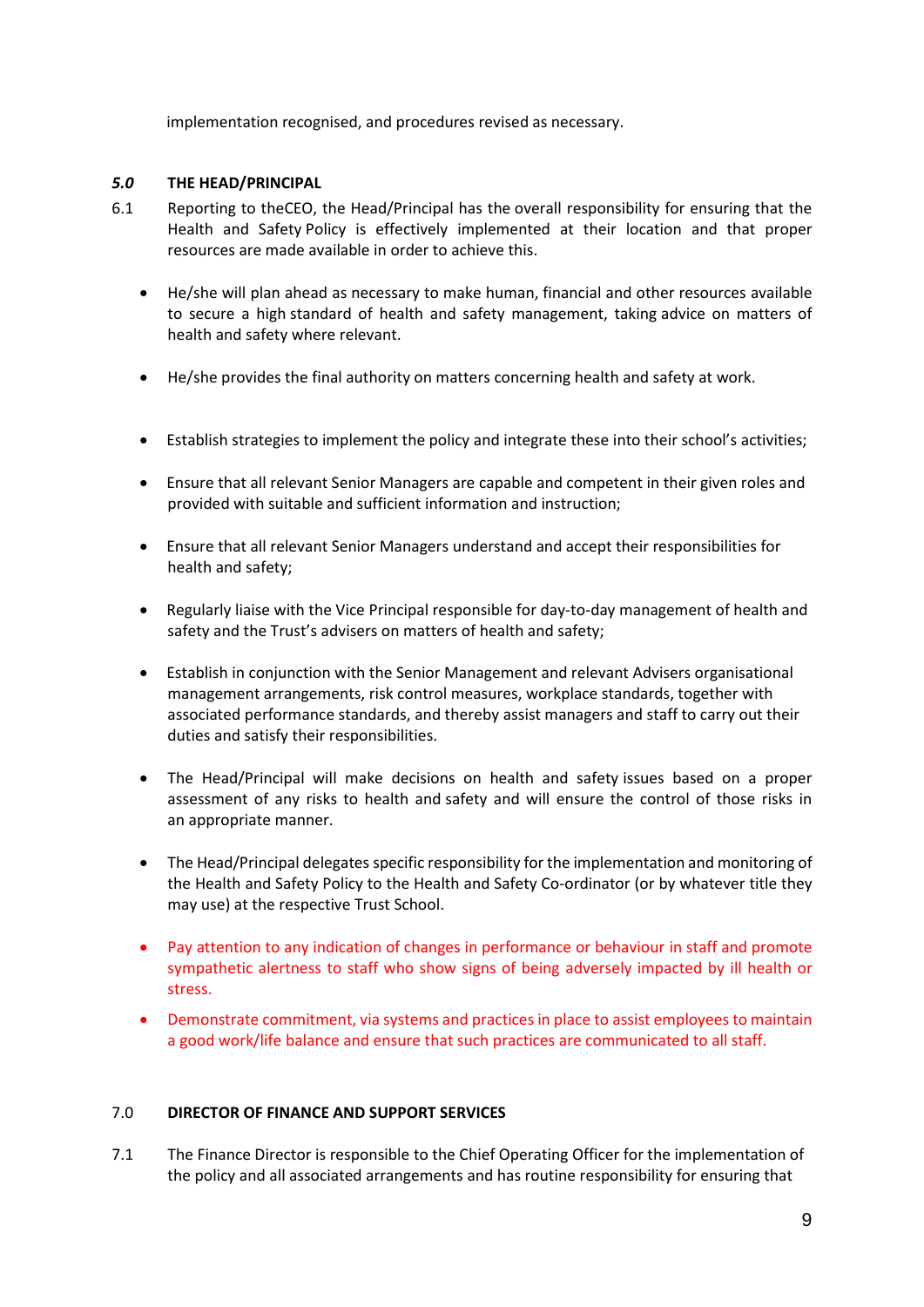implementation recognised, and procedures revised as necessary.

### *5.0* THE HEAD/PRINCIPAL

6.1 Reporting to theCEO, the Head/Principal has the overall responsibility for ensuring that the Health and Safety Policy is effectively implemented at their location and that proper resources are made available in order to achieve this.

- He/she will plan ahead as necessary to make human, financial and other resources available to secure a high standard of health and safety management, taking advice on matters of health and safety where relevant.
- He/she provides the final authority on matters concerning health and safety at work.
- Establish strategies to implement the policy and integrate these into their school's activities;
- Ensure that all relevant Senior Managers are capable and competent in their given roles and provided with suitable and sufficient information and instruction;
- Ensure that all relevant Senior Managers understand and accept their responsibilities for health and safety;
- Regularly liaise with the Vice Principal responsible for day-to-day management of health and safety and the Trust's advisers on matters of health and safety;
- Establish in conjunction with the Senior Management and relevant Advisers organisational management arrangements, risk control measures, workplace standards, together with associated performance standards, and thereby assist managers and staff to carry out their duties and satisfy their responsibilities.
- The Head/Principal will make decisions on health and safety issues based on a proper assessment of any risks to health and safety and will ensure the control of those risks in an appropriate manner.
- The Head/Principal delegates specific responsibility for the implementation and monitoring of the Health and Safety Policy to the Health and Safety Co-ordinator (or by whatever title they may use) at the respective Trust School.
- Pay attention to any indication of changes in performance or behaviour in staff and promote sympathetic alertness to staff who show signs of being adversely impacted by ill health or stress.
- Demonstrate commitment, via systems and practices in place to assist employees to maintain a good work/life balance and ensure that such practices are communicated to all staff.

### 7.0 DIRECTOR OF FINANCE AND SUPPORT SERVICES

7.1 The Finance Director is responsible to the Chief Operating Officer for the implementation of the policy and all associated arrangements and has routine responsibility for ensuring that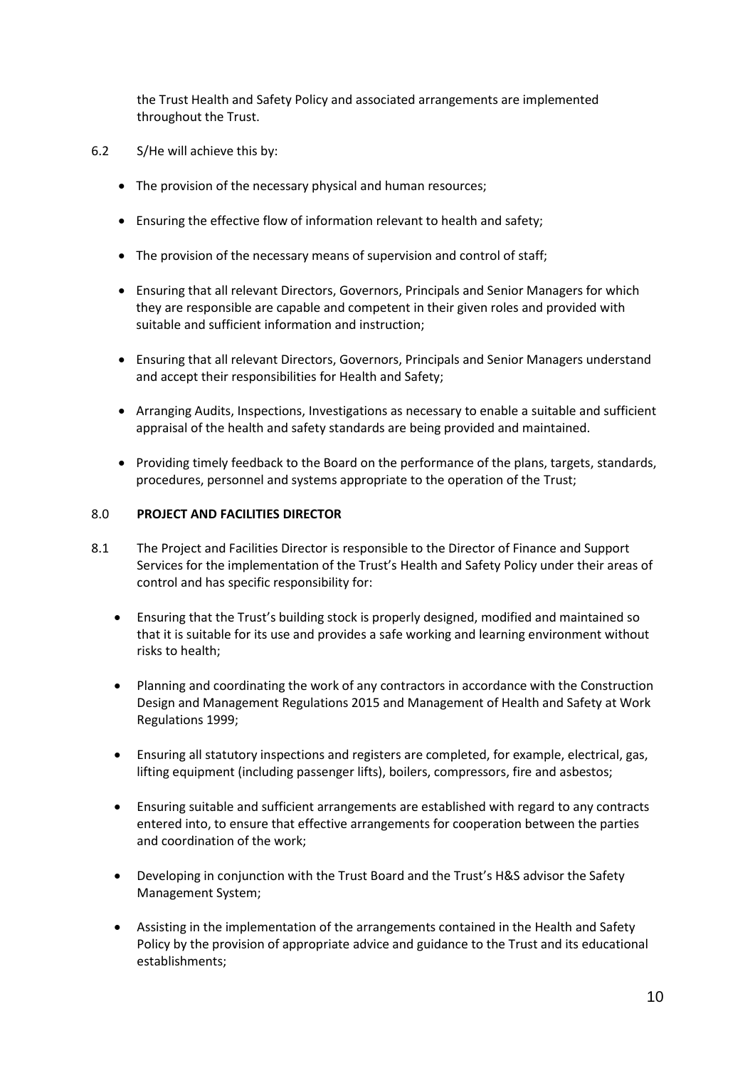the Trust Health and Safety Policy and associated arrangements are implemented throughout the Trust.

6.2 S/He will achieve this by:

- The provision of the necessary physical and human resources;
- Ensuring the effective flow of information relevant to health and safety;
- The provision of the necessary means of supervision and control of staff;
- Ensuring that all relevant Directors, Governors, Principals and Senior Managers for which they are responsible are capable and competent in their given roles and provided with suitable and sufficient information and instruction;
- Ensuring that all relevant Directors, Governors, Principals and Senior Managers understand and accept their responsibilities for Health and Safety;
- Arranging Audits, Inspections, Investigations as necessary to enable a suitable and sufficient appraisal of the health and safety standards are being provided and maintained.
- Providing timely feedback to the Board on the performance of the plans, targets, standards, procedures, personnel and systems appropriate to the operation of the Trust;

## 8.0 PROJECT AND FACILITIES DIRECTOR

8.1 The Project and Facilities Director is responsible to the Director of Finance and Support Services for the implementation of the Trust's Health and Safety Policy under their areas of control and has specific responsibility for:

- Ensuring that the Trust's building stock is properly designed, modified and maintained so that it is suitable for its use and provides a safe working and learning environment without risks to health;
- Planning and coordinating the work of any contractors in accordance with the Construction Design and Management Regulations 2015 and Management of Health and Safety at Work Regulations 1999;
- Ensuring all statutory inspections and registers are completed, for example, electrical, gas, lifting equipment (including passenger lifts), boilers, compressors, fire and asbestos;
- Ensuring suitable and sufficient arrangements are established with regard to any contracts entered into, to ensure that effective arrangements for cooperation between the parties and coordination of the work;
- Developing in conjunction with the Trust Board and the Trust's H&S advisor the Safety Management System;
- Assisting in the implementation of the arrangements contained in the Health and Safety Policy by the provision of appropriate advice and guidance to the Trust and its educational establishments;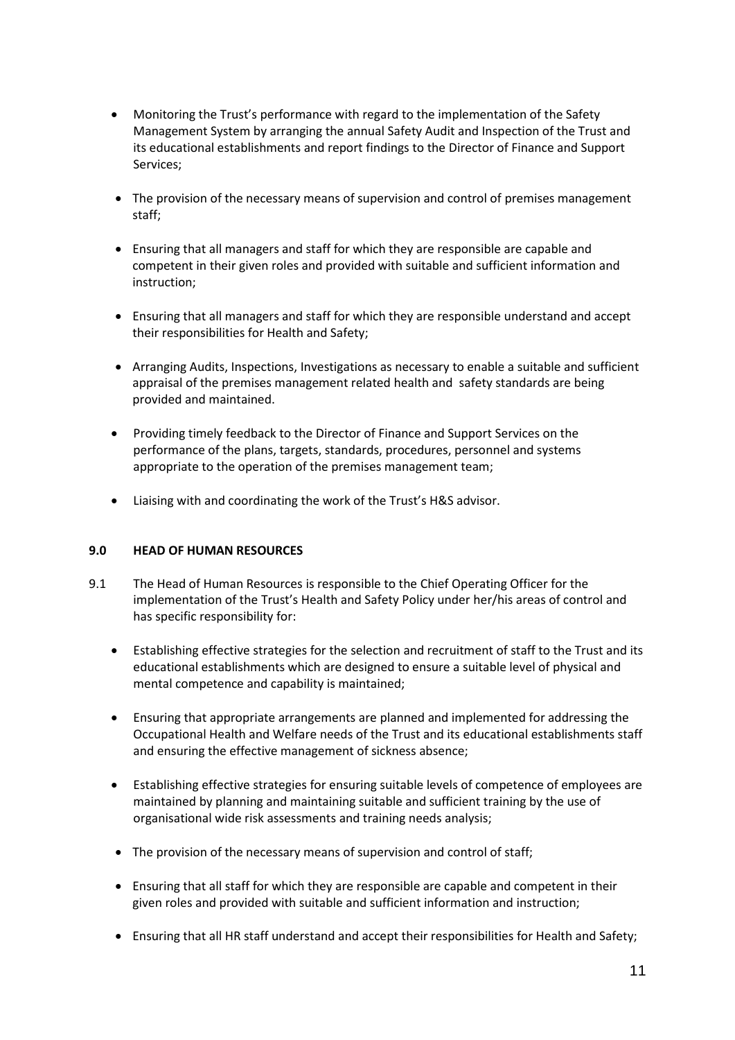- Monitoring the Trust's performance with regard to the implementation of the Safety Management System by arranging the annual Safety Audit and Inspection of the Trust and its educational establishments and report findings to the Director of Finance and Support Services;
- The provision of the necessary means of supervision and control of premises management staff;
- Ensuring that all managers and staff for which they are responsible are capable and competent in their given roles and provided with suitable and sufficient information and instruction;
- Ensuring that all managers and staff for which they are responsible understand and accept their responsibilities for Health and Safety;
- Arranging Audits, Inspections, Investigations as necessary to enable a suitable and sufficient appraisal of the premises management related health and safety standards are being provided and maintained.
- Providing timely feedback to the Director of Finance and Support Services on the performance of the plans, targets, standards, procedures, personnel and systems appropriate to the operation of the premises management team;
- Liaising with and coordinating the work of the Trust's H&S advisor.

### 9.0 HEAD OF HUMAN RESOURCES

9.1 The Head of Human Resources is responsible to the Chief Operating Officer for the implementation of the Trust's Health and Safety Policy under her/his areas of control and has specific responsibility for:

- Establishing effective strategies for the selection and recruitment of staff to the Trust and its educational establishments which are designed to ensure a suitable level of physical and mental competence and capability is maintained;
- Ensuring that appropriate arrangements are planned and implemented for addressing the Occupational Health and Welfare needs of the Trust and its educational establishments staff and ensuring the effective management of sickness absence;
- Establishing effective strategies for ensuring suitable levels of competence of employees are maintained by planning and maintaining suitable and sufficient training by the use of organisational wide risk assessments and training needs analysis;
- The provision of the necessary means of supervision and control of staff;
- Ensuring that all staff for which they are responsible are capable and competent in their given roles and provided with suitable and sufficient information and instruction;
- Ensuring that all HR staff understand and accept their responsibilities for Health and Safety;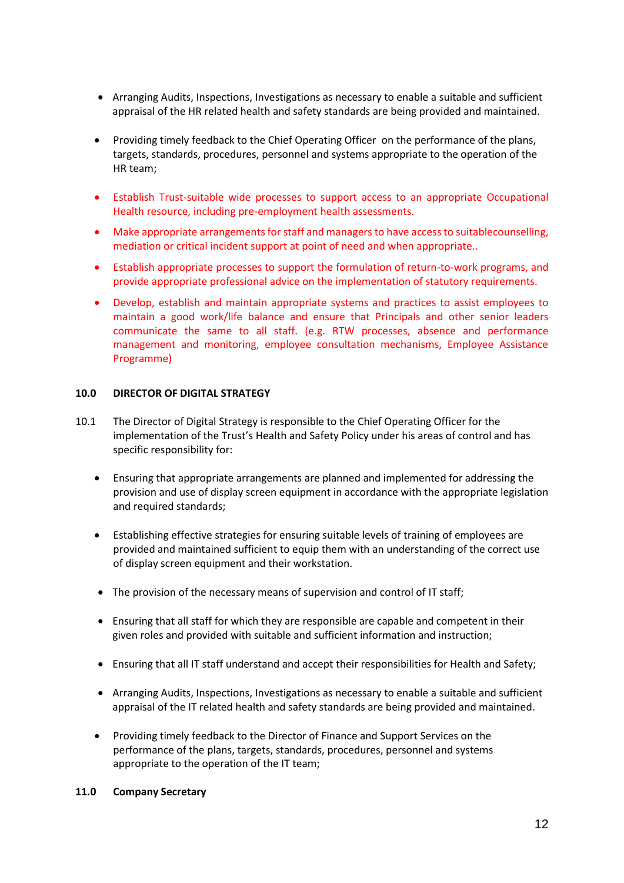- Arranging Audits, Inspections, Investigations as necessary to enable a suitable and sufficient appraisal of the HR related health and safety standards are being provided and maintained.

- Providing timely feedback to the Chief Operating Officer on the performance of the plans, targets, standards, procedures, personnel and systems appropriate to the operation of the HR team;

- Establish Trust-suitable wide processes to support access to an appropriate Occupational Health resource, including pre-employment health assessments.

- Make appropriate arrangements for staff and managers to have access to suitablecounselling, mediation or critical incident support at point of need and when appropriate..

- Establish appropriate processes to support the formulation of return-to-work programs, and provide appropriate professional advice on the implementation of statutory requirements.

- Develop, establish and maintain appropriate systems and practices to assist employees to maintain a good work/life balance and ensure that Principals and other senior leaders communicate the same to all staff. (e.g. RTW processes, absence and performance management and monitoring, employee consultation mechanisms, Employee Assistance Programme)

**10.0 DIRECTOR OF DIGITAL STRATEGY**

10.1 The Director of Digital Strategy is responsible to the Chief Operating Officer for the implementation of the Trust's Health and Safety Policy under his areas of control and has specific responsibility for:

- Ensuring that appropriate arrangements are planned and implemented for addressing the provision and use of display screen equipment in accordance with the appropriate legislation and required standards;

- Establishing effective strategies for ensuring suitable levels of training of employees are provided and maintained sufficient to equip them with an understanding of the correct use of display screen equipment and their workstation.

- The provision of the necessary means of supervision and control of IT staff;

- Ensuring that all staff for which they are responsible are capable and competent in their given roles and provided with suitable and sufficient information and instruction;

- Ensuring that all IT staff understand and accept their responsibilities for Health and Safety;

- Arranging Audits, Inspections, Investigations as necessary to enable a suitable and sufficient appraisal of the IT related health and safety standards are being provided and maintained.

- Providing timely feedback to the Director of Finance and Support Services on the performance of the plans, targets, standards, procedures, personnel and systems appropriate to the operation of the IT team;

**11.0 Company Secretary**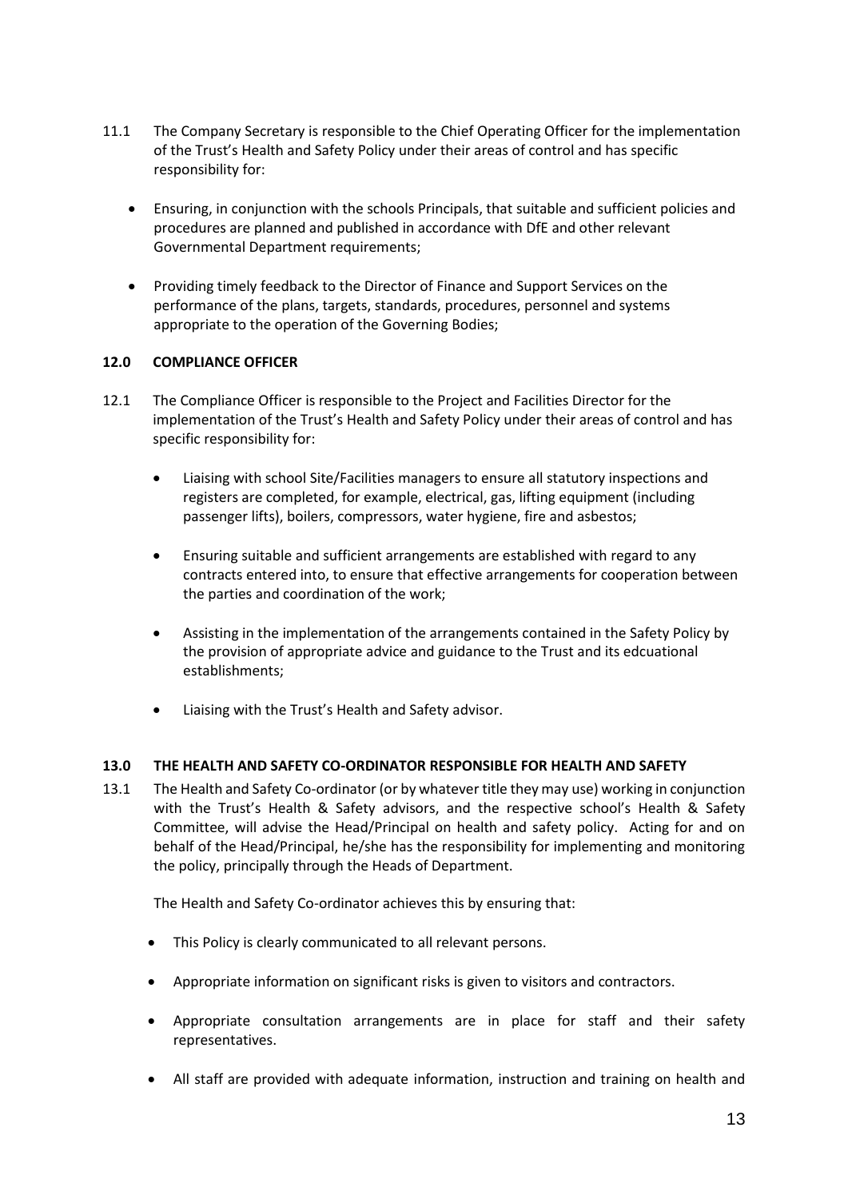11.1 The Company Secretary is responsible to the Chief Operating Officer for the implementation of the Trust's Health and Safety Policy under their areas of control and has specific responsibility for:

- Ensuring, in conjunction with the schools Principals, that suitable and sufficient policies and procedures are planned and published in accordance with DfE and other relevant Governmental Department requirements;
- Providing timely feedback to the Director of Finance and Support Services on the performance of the plans, targets, standards, procedures, personnel and systems appropriate to the operation of the Governing Bodies;

## 12.0 COMPLIANCE OFFICER

12.1 The Compliance Officer is responsible to the Project and Facilities Director for the implementation of the Trust's Health and Safety Policy under their areas of control and has specific responsibility for:

- Liaising with school Site/Facilities managers to ensure all statutory inspections and registers are completed, for example, electrical, gas, lifting equipment (including passenger lifts), boilers, compressors, water hygiene, fire and asbestos;
- Ensuring suitable and sufficient arrangements are established with regard to any contracts entered into, to ensure that effective arrangements for cooperation between the parties and coordination of the work;
- Assisting in the implementation of the arrangements contained in the Safety Policy by the provision of appropriate advice and guidance to the Trust and its edcuational establishments;
- Liaising with the Trust's Health and Safety advisor.

## 13.0 THE HEALTH AND SAFETY CO-ORDINATOR RESPONSIBLE FOR HEALTH AND SAFETY

13.1 The Health and Safety Co-ordinator (or by whatever title they may use) working in conjunction with the Trust's Health & Safety advisors, and the respective school's Health & Safety Committee, will advise the Head/Principal on health and safety policy. Acting for and on behalf of the Head/Principal, he/she has the responsibility for implementing and monitoring the policy, principally through the Heads of Department.

The Health and Safety Co-ordinator achieves this by ensuring that:

- This Policy is clearly communicated to all relevant persons.
- Appropriate information on significant risks is given to visitors and contractors.
- Appropriate consultation arrangements are in place for staff and their safety representatives.
- All staff are provided with adequate information, instruction and training on health and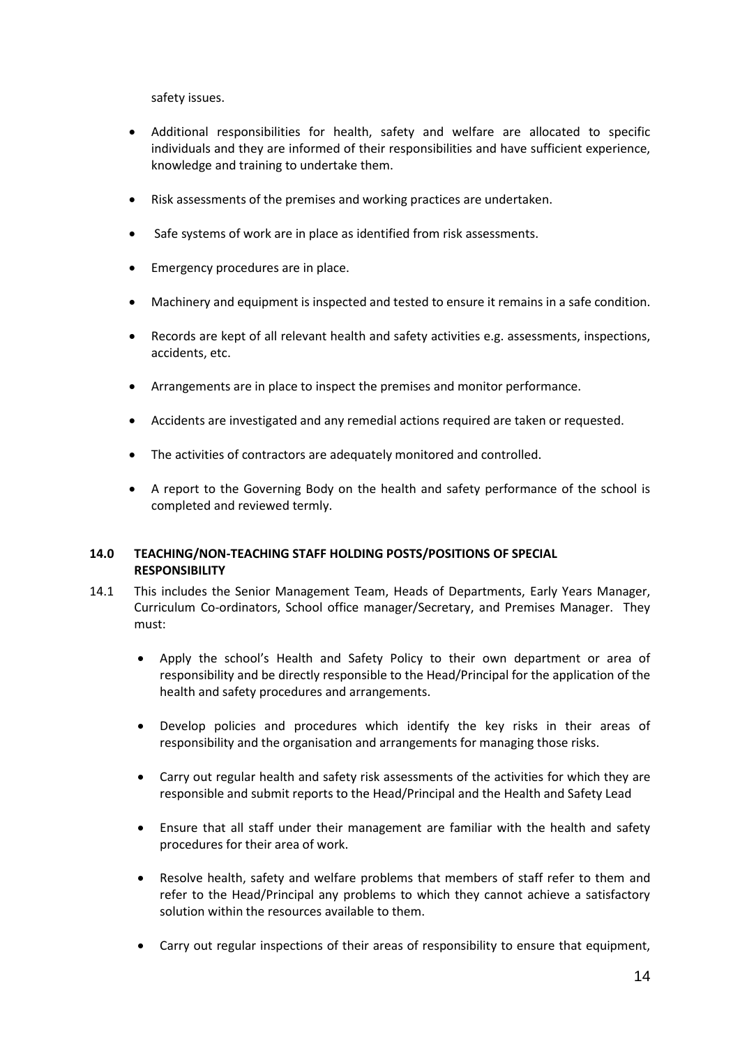safety issues.

- Additional responsibilities for health, safety and welfare are allocated to specific individuals and they are informed of their responsibilities and have sufficient experience, knowledge and training to undertake them.
- Risk assessments of the premises and working practices are undertaken.
- Safe systems of work are in place as identified from risk assessments.
- Emergency procedures are in place.
- Machinery and equipment is inspected and tested to ensure it remains in a safe condition.
- Records are kept of all relevant health and safety activities e.g. assessments, inspections, accidents, etc.
- Arrangements are in place to inspect the premises and monitor performance.
- Accidents are investigated and any remedial actions required are taken or requested.
- The activities of contractors are adequately monitored and controlled.
- A report to the Governing Body on the health and safety performance of the school is completed and reviewed termly.

## 14.0 TEACHING/NON-TEACHING STAFF HOLDING POSTS/POSITIONS OF SPECIAL RESPONSIBILITY

14.1 This includes the Senior Management Team, Heads of Departments, Early Years Manager, Curriculum Co-ordinators, School office manager/Secretary, and Premises Manager. They must:

- Apply the school's Health and Safety Policy to their own department or area of responsibility and be directly responsible to the Head/Principal for the application of the health and safety procedures and arrangements.
- Develop policies and procedures which identify the key risks in their areas of responsibility and the organisation and arrangements for managing those risks.
- Carry out regular health and safety risk assessments of the activities for which they are responsible and submit reports to the Head/Principal and the Health and Safety Lead
- Ensure that all staff under their management are familiar with the health and safety procedures for their area of work.
- Resolve health, safety and welfare problems that members of staff refer to them and refer to the Head/Principal any problems to which they cannot achieve a satisfactory solution within the resources available to them.
- Carry out regular inspections of their areas of responsibility to ensure that equipment,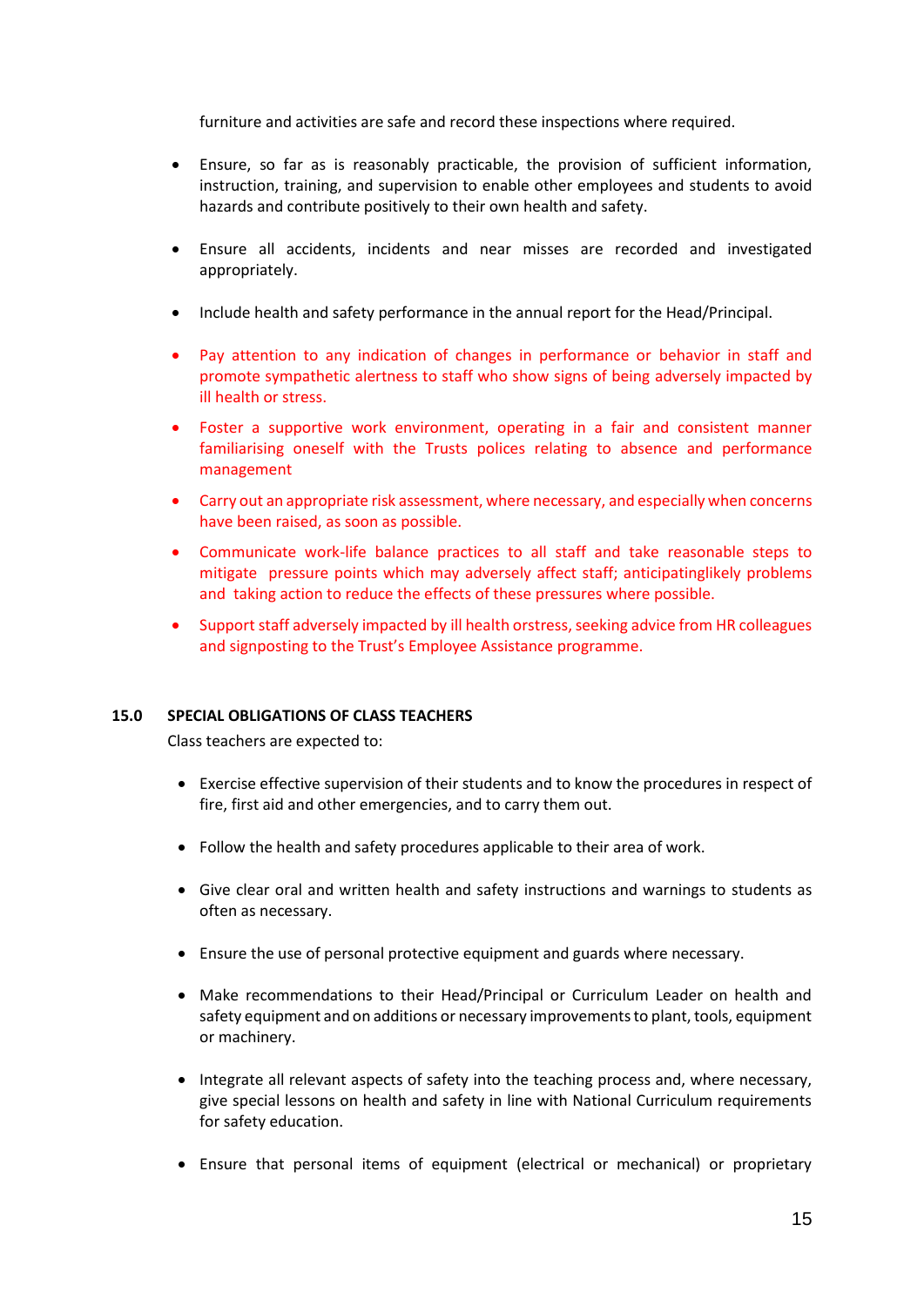furniture and activities are safe and record these inspections where required.

- Ensure, so far as is reasonably practicable, the provision of sufficient information, instruction, training, and supervision to enable other employees and students to avoid hazards and contribute positively to their own health and safety.
- Ensure all accidents, incidents and near misses are recorded and investigated appropriately.
- Include health and safety performance in the annual report for the Head/Principal.
- Pay attention to any indication of changes in performance or behavior in staff and promote sympathetic alertness to staff who show signs of being adversely impacted by ill health or stress.
- Foster a supportive work environment, operating in a fair and consistent manner familiarising oneself with the Trusts polices relating to absence and performance management
- Carry out an appropriate risk assessment, where necessary, and especially when concerns have been raised, as soon as possible.
- Communicate work-life balance practices to all staff and take reasonable steps to mitigate pressure points which may adversely affect staff; anticipatinglikely problems and taking action to reduce the effects of these pressures where possible.
- Support staff adversely impacted by ill health orstress, seeking advice from HR colleagues and signposting to the Trust's Employee Assistance programme.

## 15.0 SPECIAL OBLIGATIONS OF CLASS TEACHERS

Class teachers are expected to:

- Exercise effective supervision of their students and to know the procedures in respect of fire, first aid and other emergencies, and to carry them out.
- Follow the health and safety procedures applicable to their area of work.
- Give clear oral and written health and safety instructions and warnings to students as often as necessary.
- Ensure the use of personal protective equipment and guards where necessary.
- Make recommendations to their Head/Principal or Curriculum Leader on health and safety equipment and on additions or necessary improvements to plant, tools, equipment or machinery.
- Integrate all relevant aspects of safety into the teaching process and, where necessary, give special lessons on health and safety in line with National Curriculum requirements for safety education.
- Ensure that personal items of equipment (electrical or mechanical) or proprietary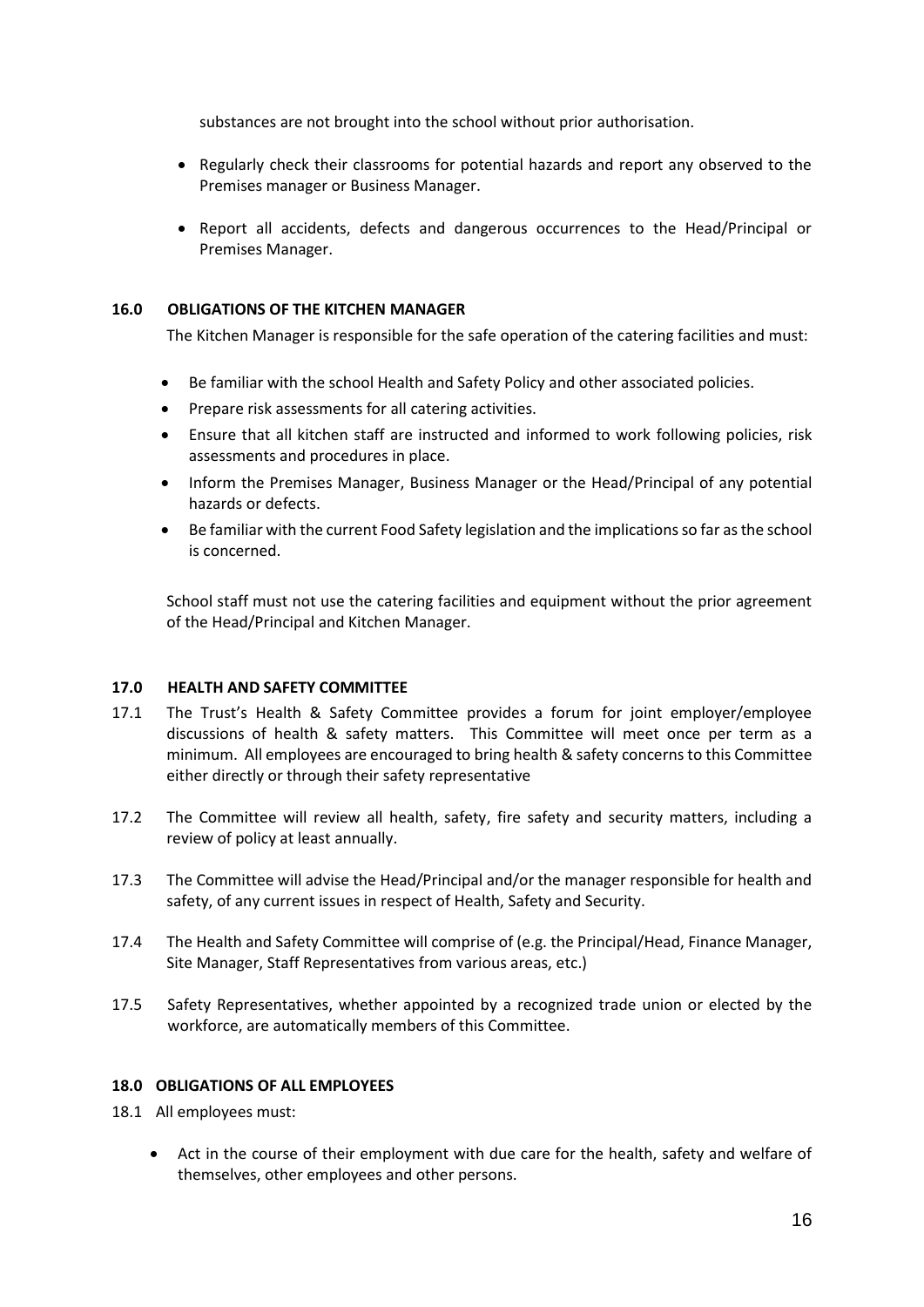substances are not brought into the school without prior authorisation.

- Regularly check their classrooms for potential hazards and report any observed to the Premises manager or Business Manager.
- Report all accidents, defects and dangerous occurrences to the Head/Principal or Premises Manager.

## 16.0 OBLIGATIONS OF THE KITCHEN MANAGER

The Kitchen Manager is responsible for the safe operation of the catering facilities and must:

- Be familiar with the school Health and Safety Policy and other associated policies.
- Prepare risk assessments for all catering activities.
- Ensure that all kitchen staff are instructed and informed to work following policies, risk assessments and procedures in place.
- Inform the Premises Manager, Business Manager or the Head/Principal of any potential hazards or defects.
- Be familiar with the current Food Safety legislation and the implications so far as the school is concerned.

School staff must not use the catering facilities and equipment without the prior agreement of the Head/Principal and Kitchen Manager.

## 17.0 HEALTH AND SAFETY COMMITTEE

17.1 The Trust's Health & Safety Committee provides a forum for joint employer/employee discussions of health & safety matters. This Committee will meet once per term as a minimum. All employees are encouraged to bring health & safety concerns to this Committee either directly or through their safety representative

17.2 The Committee will review all health, safety, fire safety and security matters, including a review of policy at least annually.

17.3 The Committee will advise the Head/Principal and/or the manager responsible for health and safety, of any current issues in respect of Health, Safety and Security.

17.4 The Health and Safety Committee will comprise of (e.g. the Principal/Head, Finance Manager, Site Manager, Staff Representatives from various areas, etc.)

17.5 Safety Representatives, whether appointed by a recognized trade union or elected by the workforce, are automatically members of this Committee.

## 18.0 OBLIGATIONS OF ALL EMPLOYEES

18.1 All employees must:

- Act in the course of their employment with due care for the health, safety and welfare of themselves, other employees and other persons.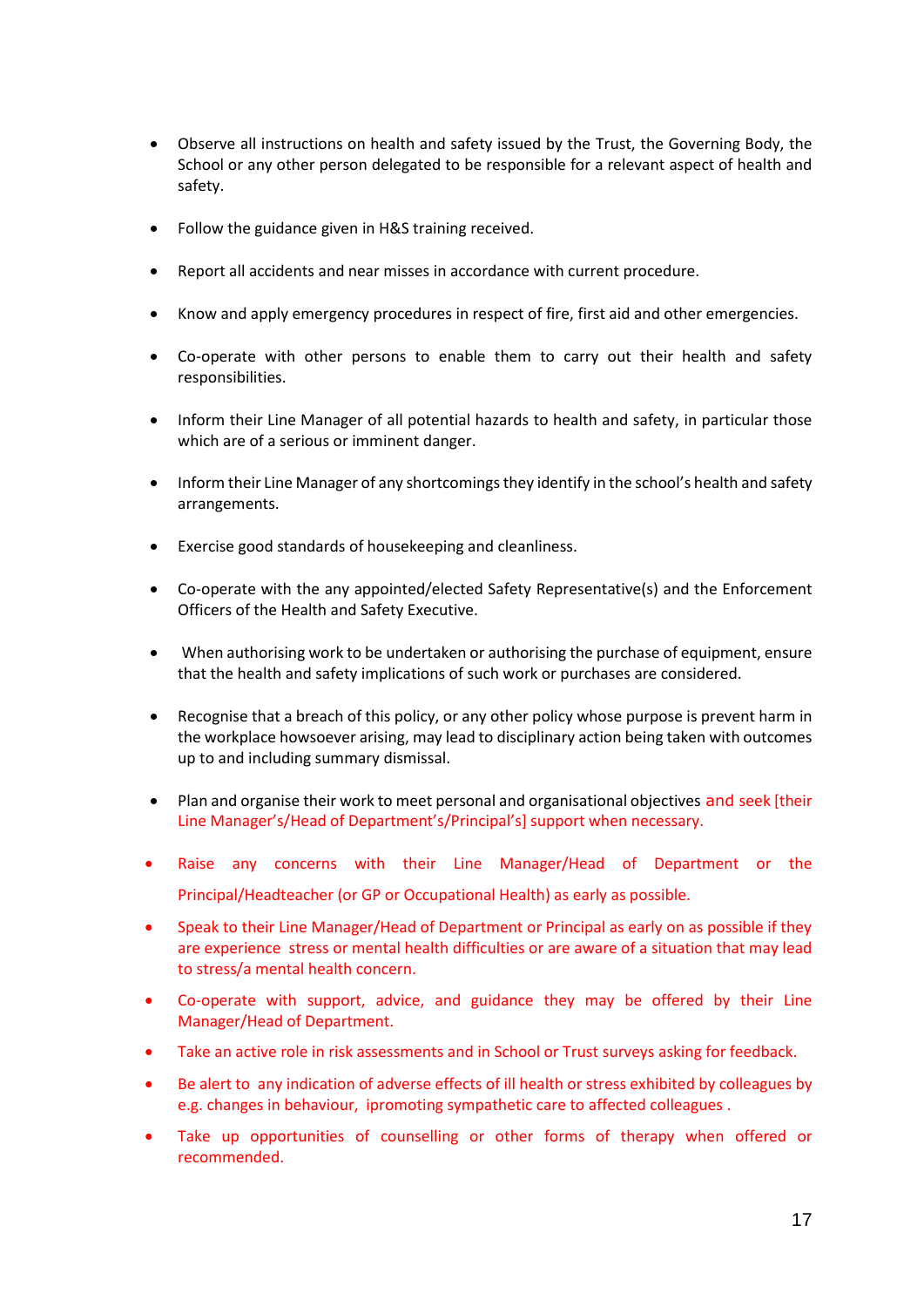- Observe all instructions on health and safety issued by the Trust, the Governing Body, the School or any other person delegated to be responsible for a relevant aspect of health and safety.
- Follow the guidance given in H&S training received.
- Report all accidents and near misses in accordance with current procedure.
- Know and apply emergency procedures in respect of fire, first aid and other emergencies.
- Co-operate with other persons to enable them to carry out their health and safety responsibilities.
- Inform their Line Manager of all potential hazards to health and safety, in particular those which are of a serious or imminent danger.
- Inform their Line Manager of any shortcomings they identify in the school's health and safety arrangements.
- Exercise good standards of housekeeping and cleanliness.
- Co-operate with the any appointed/elected Safety Representative(s) and the Enforcement Officers of the Health and Safety Executive.
- When authorising work to be undertaken or authorising the purchase of equipment, ensure that the health and safety implications of such work or purchases are considered.
- Recognise that a breach of this policy, or any other policy whose purpose is prevent harm in the workplace howsoever arising, may lead to disciplinary action being taken with outcomes up to and including summary dismissal.
- Plan and organise their work to meet personal and organisational objectives and seek [their Line Manager's/Head of Department's/Principal's] support when necessary.
- Raise any concerns with their Line Manager/Head of Department or the Principal/Headteacher (or GP or Occupational Health) as early as possible.
- Speak to their Line Manager/Head of Department or Principal as early on as possible if they are experience stress or mental health difficulties or are aware of a situation that may lead to stress/a mental health concern.
- Co-operate with support, advice, and guidance they may be offered by their Line Manager/Head of Department.
- Take an active role in risk assessments and in School or Trust surveys asking for feedback.
- Be alert to any indication of adverse effects of ill health or stress exhibited by colleagues by e.g. changes in behaviour, ipromoting sympathetic care to affected colleagues .
- Take up opportunities of counselling or other forms of therapy when offered or recommended.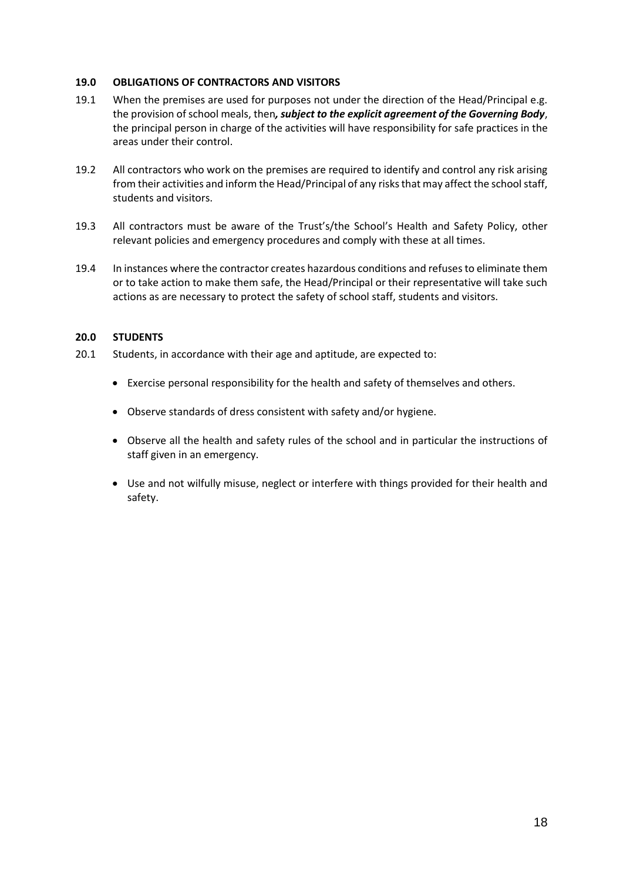## 19.0 OBLIGATIONS OF CONTRACTORS AND VISITORS

19.1 When the premises are used for purposes not under the direction of the Head/Principal e.g. the provision of school meals, then***, subject to the explicit agreement of the Governing Body***, the principal person in charge of the activities will have responsibility for safe practices in the areas under their control.

19.2 All contractors who work on the premises are required to identify and control any risk arising from their activities and inform the Head/Principal of any risks that may affect the school staff, students and visitors.

19.3 All contractors must be aware of the Trust's/the School's Health and Safety Policy, other relevant policies and emergency procedures and comply with these at all times.

19.4 In instances where the contractor creates hazardous conditions and refuses to eliminate them or to take action to make them safe, the Head/Principal or their representative will take such actions as are necessary to protect the safety of school staff, students and visitors.

## 20.0 STUDENTS

20.1 Students, in accordance with their age and aptitude, are expected to:

- Exercise personal responsibility for the health and safety of themselves and others.
- Observe standards of dress consistent with safety and/or hygiene.
- Observe all the health and safety rules of the school and in particular the instructions of staff given in an emergency.
- Use and not wilfully misuse, neglect or interfere with things provided for their health and safety.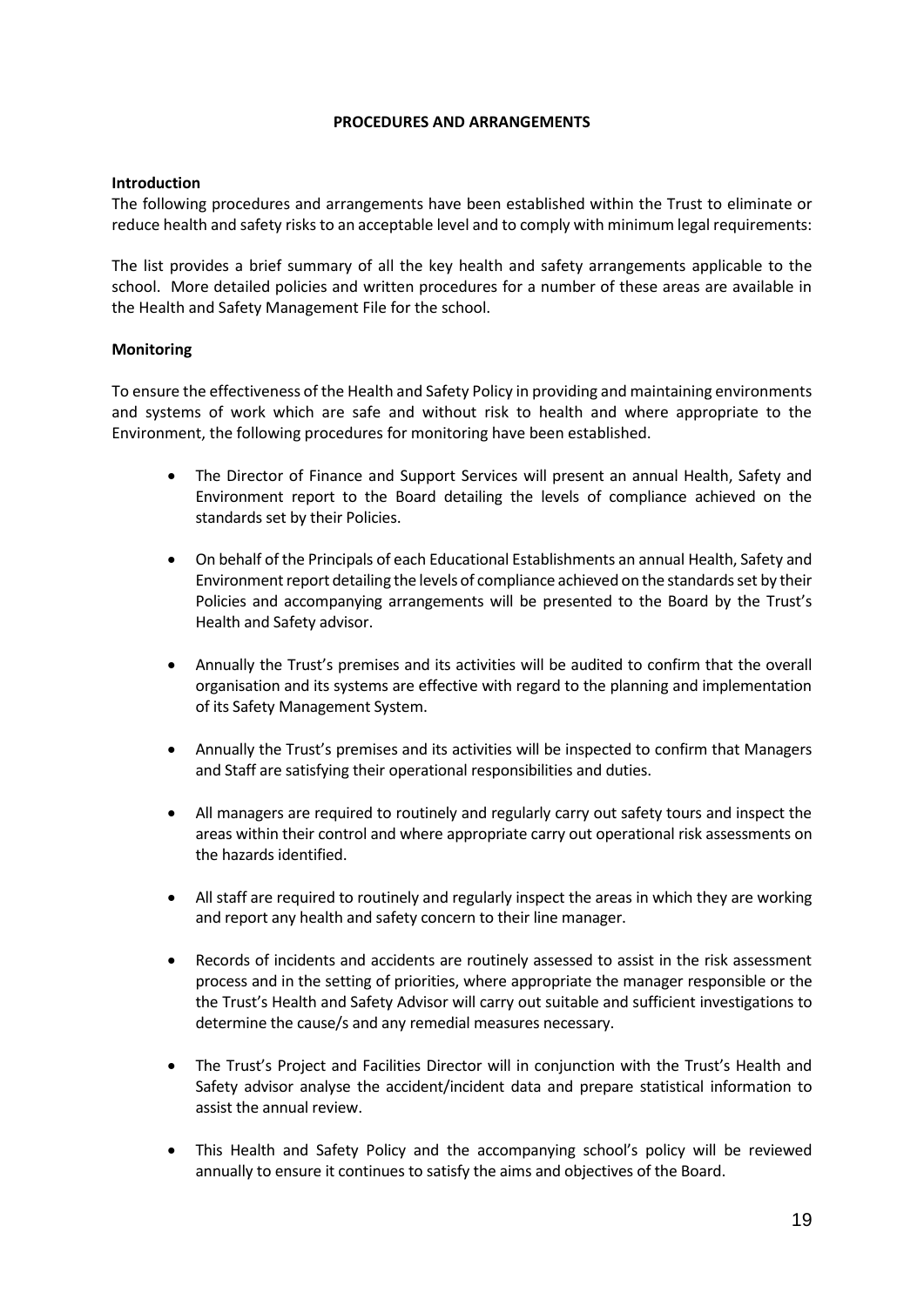**PROCEDURES AND ARRANGEMENTS**

**Introduction**

The following procedures and arrangements have been established within the Trust to eliminate or reduce health and safety risks to an acceptable level and to comply with minimum legal requirements:

The list provides a brief summary of all the key health and safety arrangements applicable to the school. More detailed policies and written procedures for a number of these areas are available in the Health and Safety Management File for the school.

**Monitoring**

To ensure the effectiveness of the Health and Safety Policy in providing and maintaining environments and systems of work which are safe and without risk to health and where appropriate to the Environment, the following procedures for monitoring have been established.

- The Director of Finance and Support Services will present an annual Health, Safety and Environment report to the Board detailing the levels of compliance achieved on the standards set by their Policies.
- On behalf of the Principals of each Educational Establishments an annual Health, Safety and Environment report detailing the levels of compliance achieved on the standards set by their Policies and accompanying arrangements will be presented to the Board by the Trust's Health and Safety advisor.
- Annually the Trust's premises and its activities will be audited to confirm that the overall organisation and its systems are effective with regard to the planning and implementation of its Safety Management System.
- Annually the Trust's premises and its activities will be inspected to confirm that Managers and Staff are satisfying their operational responsibilities and duties.
- All managers are required to routinely and regularly carry out safety tours and inspect the areas within their control and where appropriate carry out operational risk assessments on the hazards identified.
- All staff are required to routinely and regularly inspect the areas in which they are working and report any health and safety concern to their line manager.
- Records of incidents and accidents are routinely assessed to assist in the risk assessment process and in the setting of priorities, where appropriate the manager responsible or the the Trust's Health and Safety Advisor will carry out suitable and sufficient investigations to determine the cause/s and any remedial measures necessary.
- The Trust's Project and Facilities Director will in conjunction with the Trust's Health and Safety advisor analyse the accident/incident data and prepare statistical information to assist the annual review.
- This Health and Safety Policy and the accompanying school's policy will be reviewed annually to ensure it continues to satisfy the aims and objectives of the Board.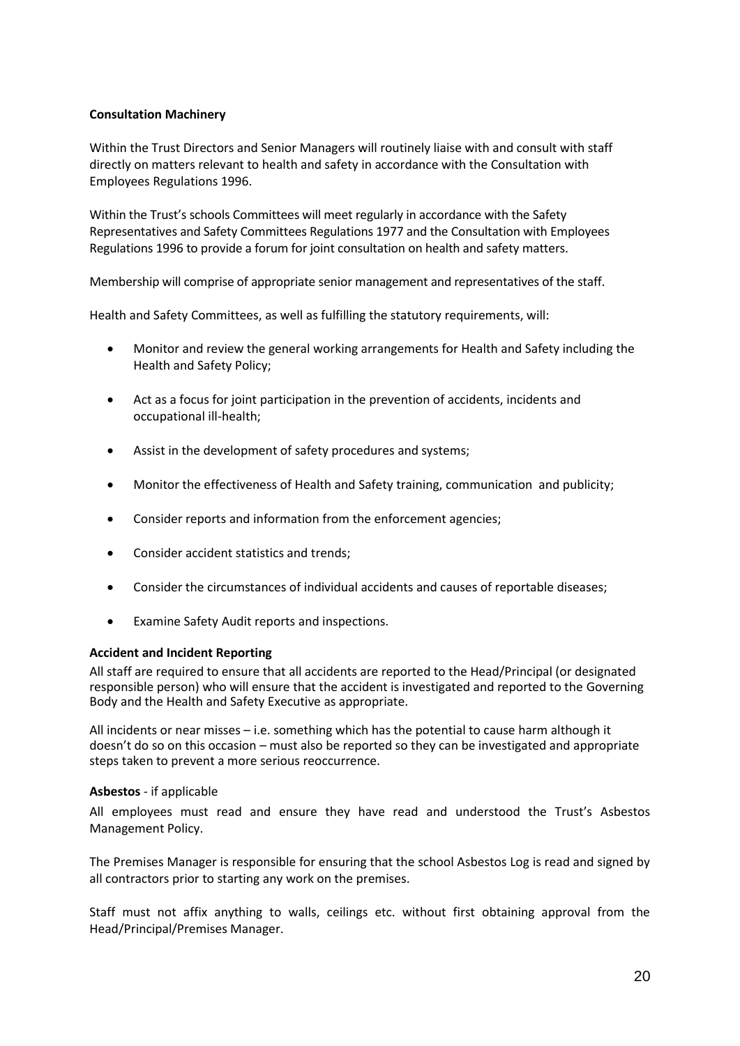**Consultation Machinery**

Within the Trust Directors and Senior Managers will routinely liaise with and consult with staff directly on matters relevant to health and safety in accordance with the Consultation with Employees Regulations 1996.

Within the Trust's schools Committees will meet regularly in accordance with the Safety Representatives and Safety Committees Regulations 1977 and the Consultation with Employees Regulations 1996 to provide a forum for joint consultation on health and safety matters.

Membership will comprise of appropriate senior management and representatives of the staff.

Health and Safety Committees, as well as fulfilling the statutory requirements, will:

- Monitor and review the general working arrangements for Health and Safety including the Health and Safety Policy;
- Act as a focus for joint participation in the prevention of accidents, incidents and occupational ill-health;
- Assist in the development of safety procedures and systems;
- Monitor the effectiveness of Health and Safety training, communication and publicity;
- Consider reports and information from the enforcement agencies;
- Consider accident statistics and trends;
- Consider the circumstances of individual accidents and causes of reportable diseases;
- Examine Safety Audit reports and inspections.

**Accident and Incident Reporting**

All staff are required to ensure that all accidents are reported to the Head/Principal (or designated responsible person) who will ensure that the accident is investigated and reported to the Governing Body and the Health and Safety Executive as appropriate.

All incidents or near misses – i.e. something which has the potential to cause harm although it doesn't do so on this occasion – must also be reported so they can be investigated and appropriate steps taken to prevent a more serious reoccurrence.

**Asbestos** - if applicable

All employees must read and ensure they have read and understood the Trust's Asbestos Management Policy.

The Premises Manager is responsible for ensuring that the school Asbestos Log is read and signed by all contractors prior to starting any work on the premises.

Staff must not affix anything to walls, ceilings etc. without first obtaining approval from the Head/Principal/Premises Manager.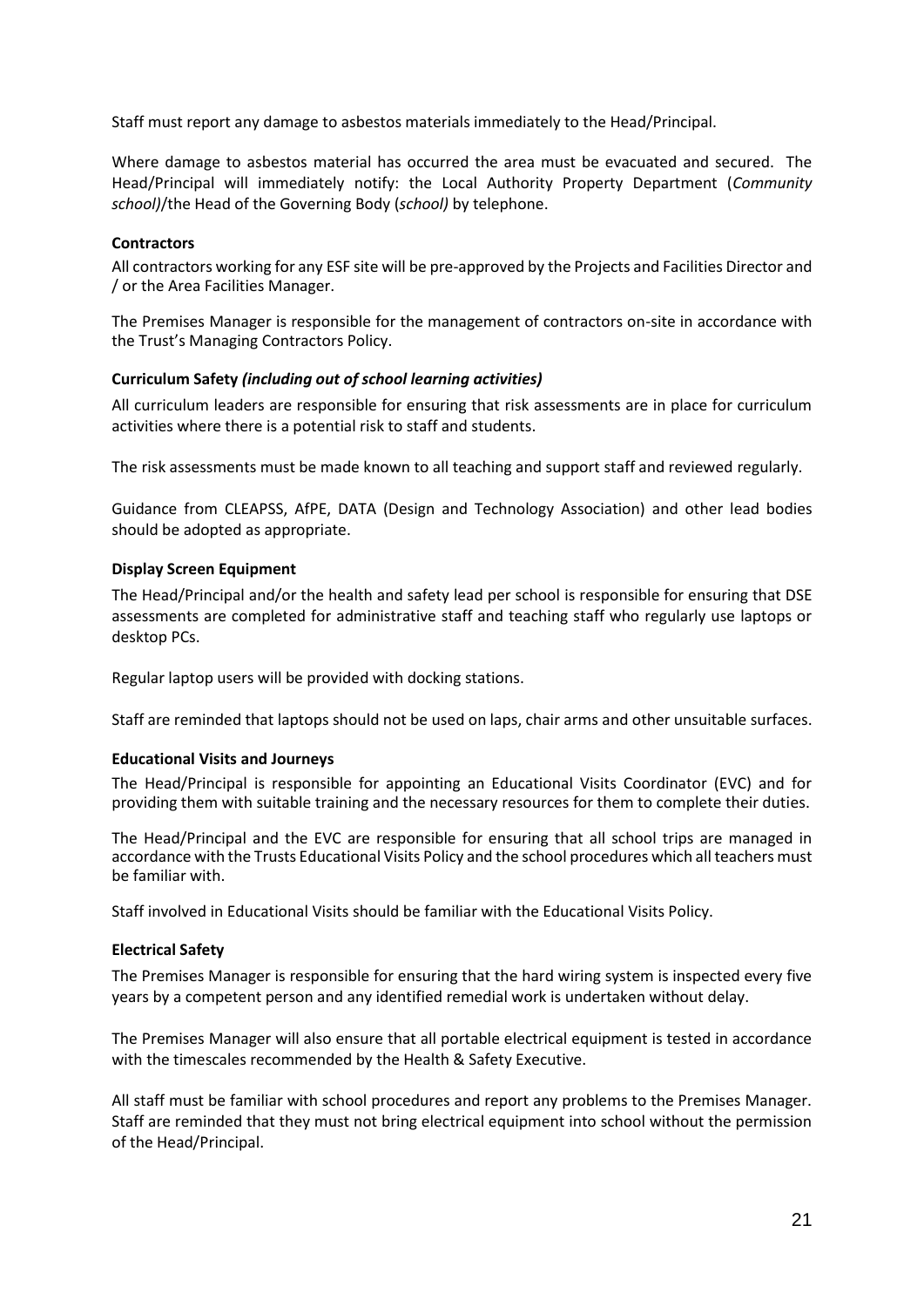Staff must report any damage to asbestos materials immediately to the Head/Principal.

Where damage to asbestos material has occurred the area must be evacuated and secured. The Head/Principal will immediately notify: the Local Authority Property Department (*Community school)*/the Head of the Governing Body (*school)* by telephone.

**Contractors**

All contractors working for any ESF site will be pre-approved by the Projects and Facilities Director and / or the Area Facilities Manager.

The Premises Manager is responsible for the management of contractors on-site in accordance with the Trust's Managing Contractors Policy.

**Curriculum Safety** ***(including out of school learning activities)***

All curriculum leaders are responsible for ensuring that risk assessments are in place for curriculum activities where there is a potential risk to staff and students.

The risk assessments must be made known to all teaching and support staff and reviewed regularly.

Guidance from CLEAPSS, AfPE, DATA (Design and Technology Association) and other lead bodies should be adopted as appropriate.

**Display Screen Equipment**

The Head/Principal and/or the health and safety lead per school is responsible for ensuring that DSE assessments are completed for administrative staff and teaching staff who regularly use laptops or desktop PCs.

Regular laptop users will be provided with docking stations.

Staff are reminded that laptops should not be used on laps, chair arms and other unsuitable surfaces.

**Educational Visits and Journeys**

The Head/Principal is responsible for appointing an Educational Visits Coordinator (EVC) and for providing them with suitable training and the necessary resources for them to complete their duties.

The Head/Principal and the EVC are responsible for ensuring that all school trips are managed in accordance with the Trusts Educational Visits Policy and the school procedures which all teachers must be familiar with.

Staff involved in Educational Visits should be familiar with the Educational Visits Policy.

**Electrical Safety**

The Premises Manager is responsible for ensuring that the hard wiring system is inspected every five years by a competent person and any identified remedial work is undertaken without delay.

The Premises Manager will also ensure that all portable electrical equipment is tested in accordance with the timescales recommended by the Health & Safety Executive.

All staff must be familiar with school procedures and report any problems to the Premises Manager. Staff are reminded that they must not bring electrical equipment into school without the permission of the Head/Principal.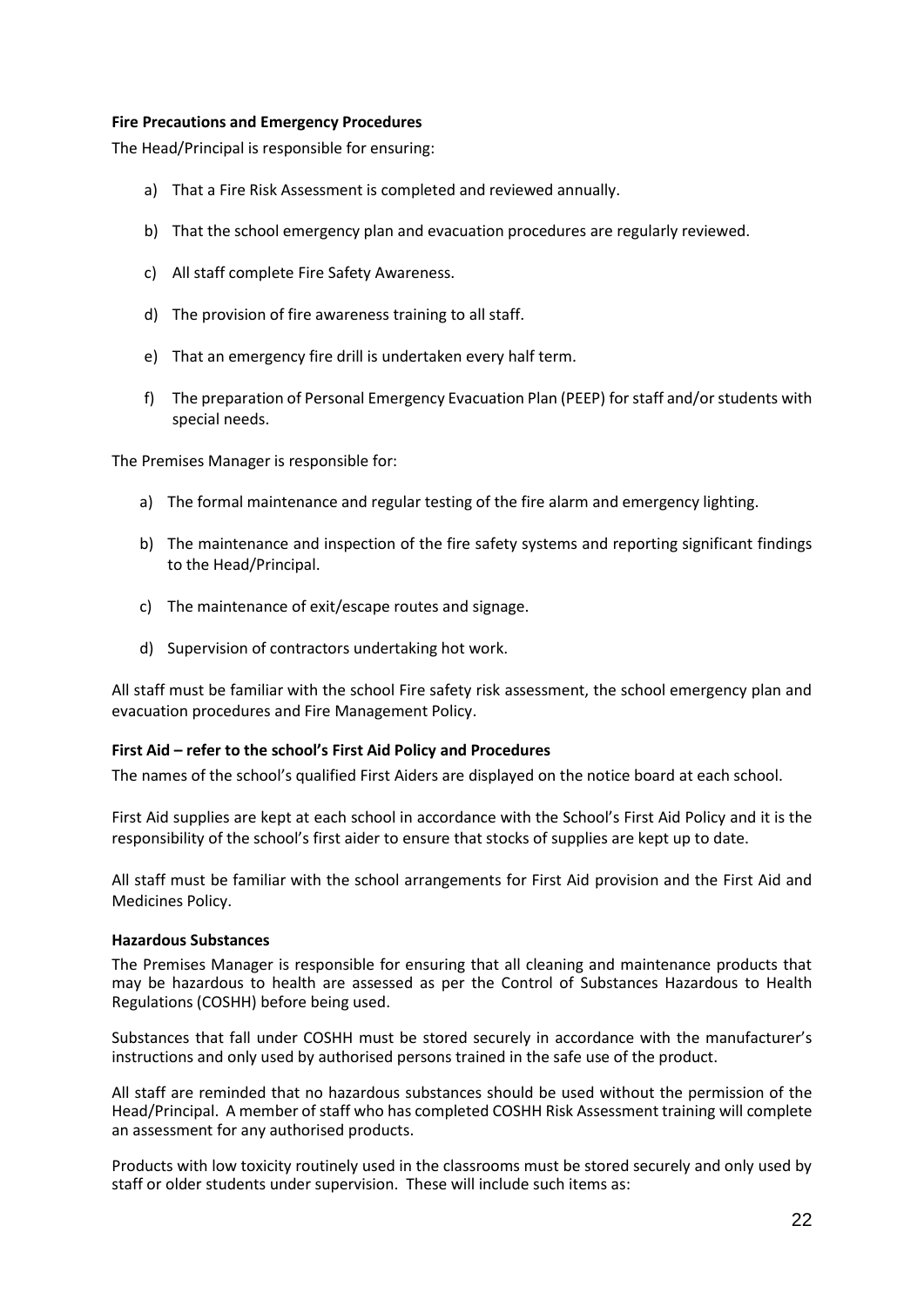**Fire Precautions and Emergency Procedures**

The Head/Principal is responsible for ensuring:

a) That a Fire Risk Assessment is completed and reviewed annually.

b) That the school emergency plan and evacuation procedures are regularly reviewed.

c) All staff complete Fire Safety Awareness.

d) The provision of fire awareness training to all staff.

e) That an emergency fire drill is undertaken every half term.

f) The preparation of Personal Emergency Evacuation Plan (PEEP) for staff and/or students with special needs.

The Premises Manager is responsible for:

a) The formal maintenance and regular testing of the fire alarm and emergency lighting.

b) The maintenance and inspection of the fire safety systems and reporting significant findings to the Head/Principal.

c) The maintenance of exit/escape routes and signage.

d) Supervision of contractors undertaking hot work.

All staff must be familiar with the school Fire safety risk assessment, the school emergency plan and evacuation procedures and Fire Management Policy.

**First Aid – refer to the school's First Aid Policy and Procedures**

The names of the school's qualified First Aiders are displayed on the notice board at each school.

First Aid supplies are kept at each school in accordance with the School's First Aid Policy and it is the responsibility of the school's first aider to ensure that stocks of supplies are kept up to date.

All staff must be familiar with the school arrangements for First Aid provision and the First Aid and Medicines Policy.

**Hazardous Substances**

The Premises Manager is responsible for ensuring that all cleaning and maintenance products that may be hazardous to health are assessed as per the Control of Substances Hazardous to Health Regulations (COSHH) before being used.

Substances that fall under COSHH must be stored securely in accordance with the manufacturer's instructions and only used by authorised persons trained in the safe use of the product.

All staff are reminded that no hazardous substances should be used without the permission of the Head/Principal. A member of staff who has completed COSHH Risk Assessment training will complete an assessment for any authorised products.

Products with low toxicity routinely used in the classrooms must be stored securely and only used by staff or older students under supervision. These will include such items as: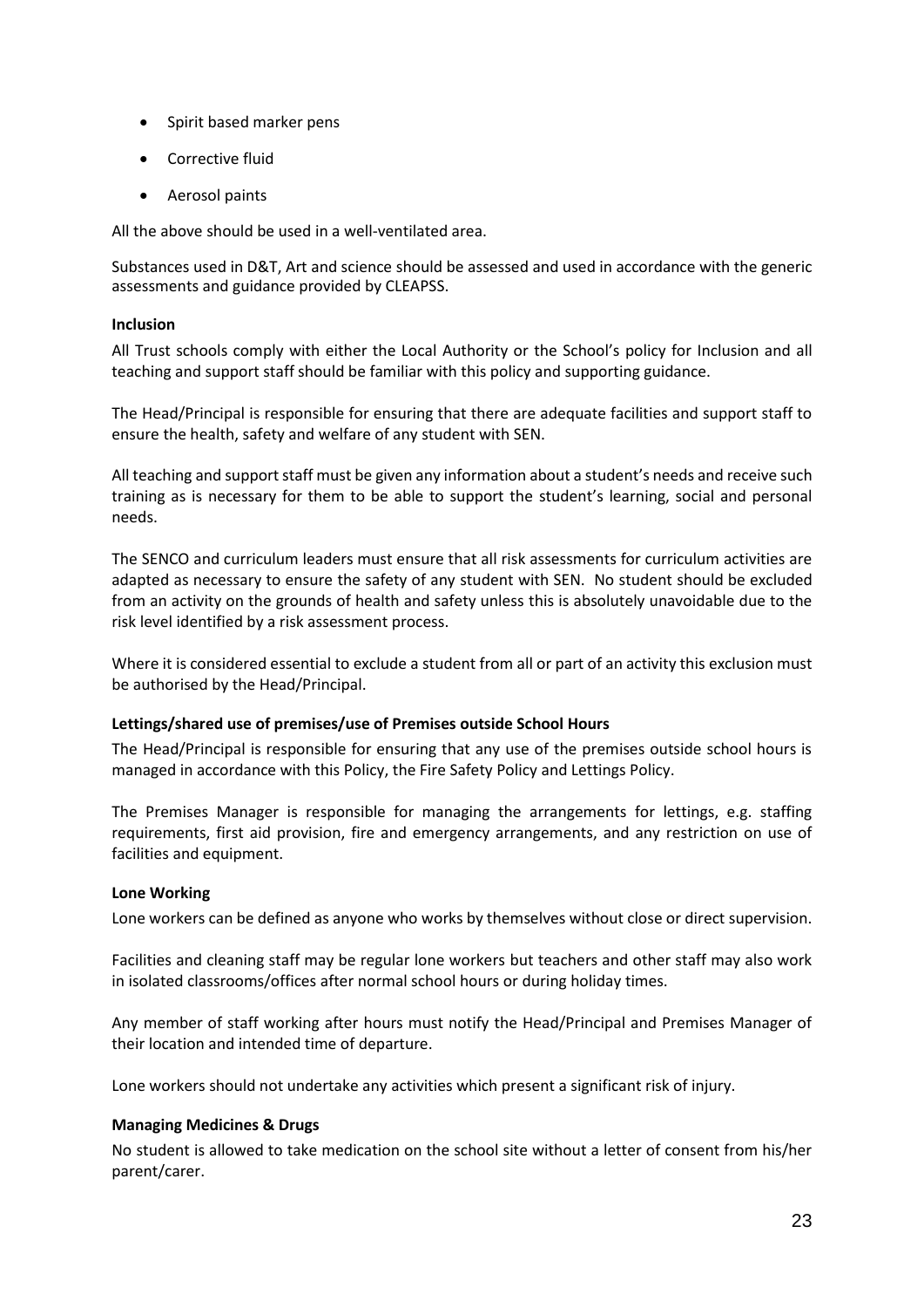- Spirit based marker pens
- Corrective fluid
- Aerosol paints

All the above should be used in a well-ventilated area.

Substances used in D&T, Art and science should be assessed and used in accordance with the generic assessments and guidance provided by CLEAPSS.

**Inclusion**

All Trust schools comply with either the Local Authority or the School's policy for Inclusion and all teaching and support staff should be familiar with this policy and supporting guidance.

The Head/Principal is responsible for ensuring that there are adequate facilities and support staff to ensure the health, safety and welfare of any student with SEN.

All teaching and support staff must be given any information about a student's needs and receive such training as is necessary for them to be able to support the student's learning, social and personal needs.

The SENCO and curriculum leaders must ensure that all risk assessments for curriculum activities are adapted as necessary to ensure the safety of any student with SEN. No student should be excluded from an activity on the grounds of health and safety unless this is absolutely unavoidable due to the risk level identified by a risk assessment process.

Where it is considered essential to exclude a student from all or part of an activity this exclusion must be authorised by the Head/Principal.

**Lettings/shared use of premises/use of Premises outside School Hours**

The Head/Principal is responsible for ensuring that any use of the premises outside school hours is managed in accordance with this Policy, the Fire Safety Policy and Lettings Policy.

The Premises Manager is responsible for managing the arrangements for lettings, e.g. staffing requirements, first aid provision, fire and emergency arrangements, and any restriction on use of facilities and equipment.

**Lone Working**

Lone workers can be defined as anyone who works by themselves without close or direct supervision.

Facilities and cleaning staff may be regular lone workers but teachers and other staff may also work in isolated classrooms/offices after normal school hours or during holiday times.

Any member of staff working after hours must notify the Head/Principal and Premises Manager of their location and intended time of departure.

Lone workers should not undertake any activities which present a significant risk of injury.

**Managing Medicines & Drugs**

No student is allowed to take medication on the school site without a letter of consent from his/her parent/carer.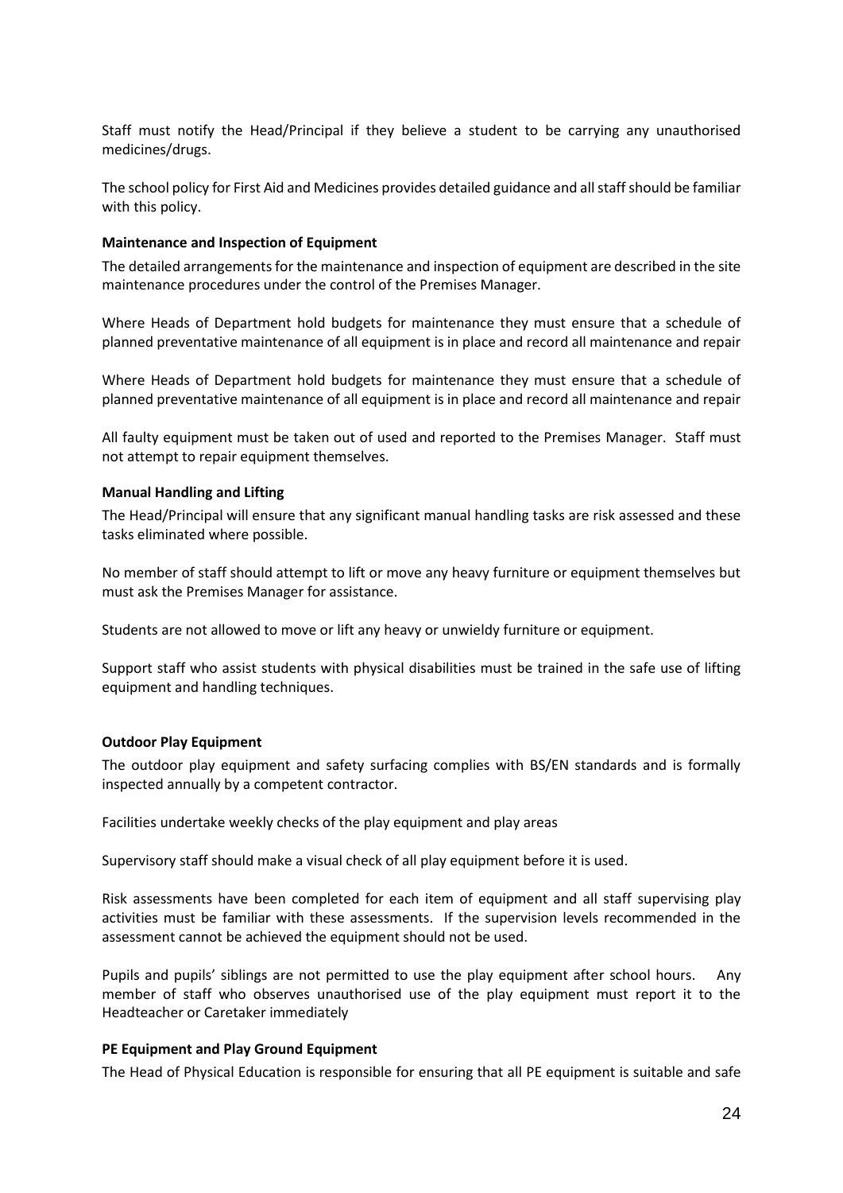Staff must notify the Head/Principal if they believe a student to be carrying any unauthorised medicines/drugs.

The school policy for First Aid and Medicines provides detailed guidance and all staff should be familiar with this policy.

**Maintenance and Inspection of Equipment**

The detailed arrangements for the maintenance and inspection of equipment are described in the site maintenance procedures under the control of the Premises Manager.

Where Heads of Department hold budgets for maintenance they must ensure that a schedule of planned preventative maintenance of all equipment is in place and record all maintenance and repair

Where Heads of Department hold budgets for maintenance they must ensure that a schedule of planned preventative maintenance of all equipment is in place and record all maintenance and repair

All faulty equipment must be taken out of used and reported to the Premises Manager. Staff must not attempt to repair equipment themselves.

**Manual Handling and Lifting**

The Head/Principal will ensure that any significant manual handling tasks are risk assessed and these tasks eliminated where possible.

No member of staff should attempt to lift or move any heavy furniture or equipment themselves but must ask the Premises Manager for assistance.

Students are not allowed to move or lift any heavy or unwieldy furniture or equipment.

Support staff who assist students with physical disabilities must be trained in the safe use of lifting equipment and handling techniques.

**Outdoor Play Equipment**

The outdoor play equipment and safety surfacing complies with BS/EN standards and is formally inspected annually by a competent contractor.

Facilities undertake weekly checks of the play equipment and play areas

Supervisory staff should make a visual check of all play equipment before it is used.

Risk assessments have been completed for each item of equipment and all staff supervising play activities must be familiar with these assessments. If the supervision levels recommended in the assessment cannot be achieved the equipment should not be used.

Pupils and pupils' siblings are not permitted to use the play equipment after school hours. Any member of staff who observes unauthorised use of the play equipment must report it to the Headteacher or Caretaker immediately

**PE Equipment and Play Ground Equipment**

The Head of Physical Education is responsible for ensuring that all PE equipment is suitable and safe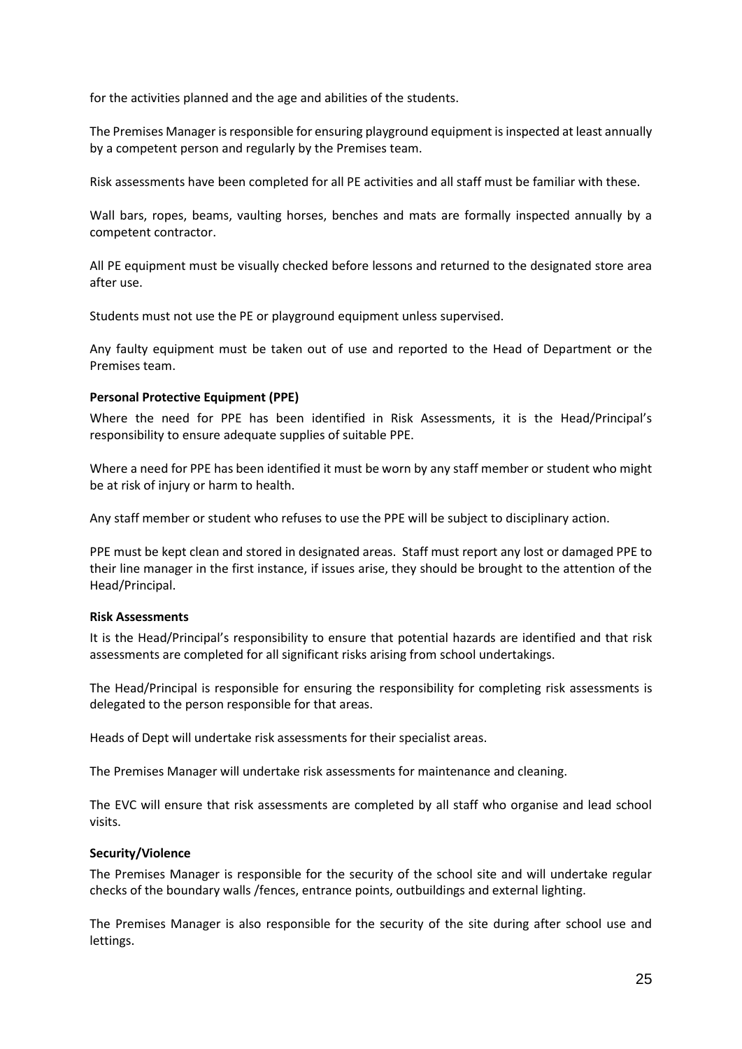for the activities planned and the age and abilities of the students.

The Premises Manager is responsible for ensuring playground equipment is inspected at least annually by a competent person and regularly by the Premises team.

Risk assessments have been completed for all PE activities and all staff must be familiar with these.

Wall bars, ropes, beams, vaulting horses, benches and mats are formally inspected annually by a competent contractor.

All PE equipment must be visually checked before lessons and returned to the designated store area after use.

Students must not use the PE or playground equipment unless supervised.

Any faulty equipment must be taken out of use and reported to the Head of Department or the Premises team.

**Personal Protective Equipment (PPE)**

Where the need for PPE has been identified in Risk Assessments, it is the Head/Principal's responsibility to ensure adequate supplies of suitable PPE.

Where a need for PPE has been identified it must be worn by any staff member or student who might be at risk of injury or harm to health.

Any staff member or student who refuses to use the PPE will be subject to disciplinary action.

PPE must be kept clean and stored in designated areas. Staff must report any lost or damaged PPE to their line manager in the first instance, if issues arise, they should be brought to the attention of the Head/Principal.

**Risk Assessments**

It is the Head/Principal's responsibility to ensure that potential hazards are identified and that risk assessments are completed for all significant risks arising from school undertakings.

The Head/Principal is responsible for ensuring the responsibility for completing risk assessments is delegated to the person responsible for that areas.

Heads of Dept will undertake risk assessments for their specialist areas.

The Premises Manager will undertake risk assessments for maintenance and cleaning.

The EVC will ensure that risk assessments are completed by all staff who organise and lead school visits.

**Security/Violence**

The Premises Manager is responsible for the security of the school site and will undertake regular checks of the boundary walls /fences, entrance points, outbuildings and external lighting.

The Premises Manager is also responsible for the security of the site during after school use and lettings.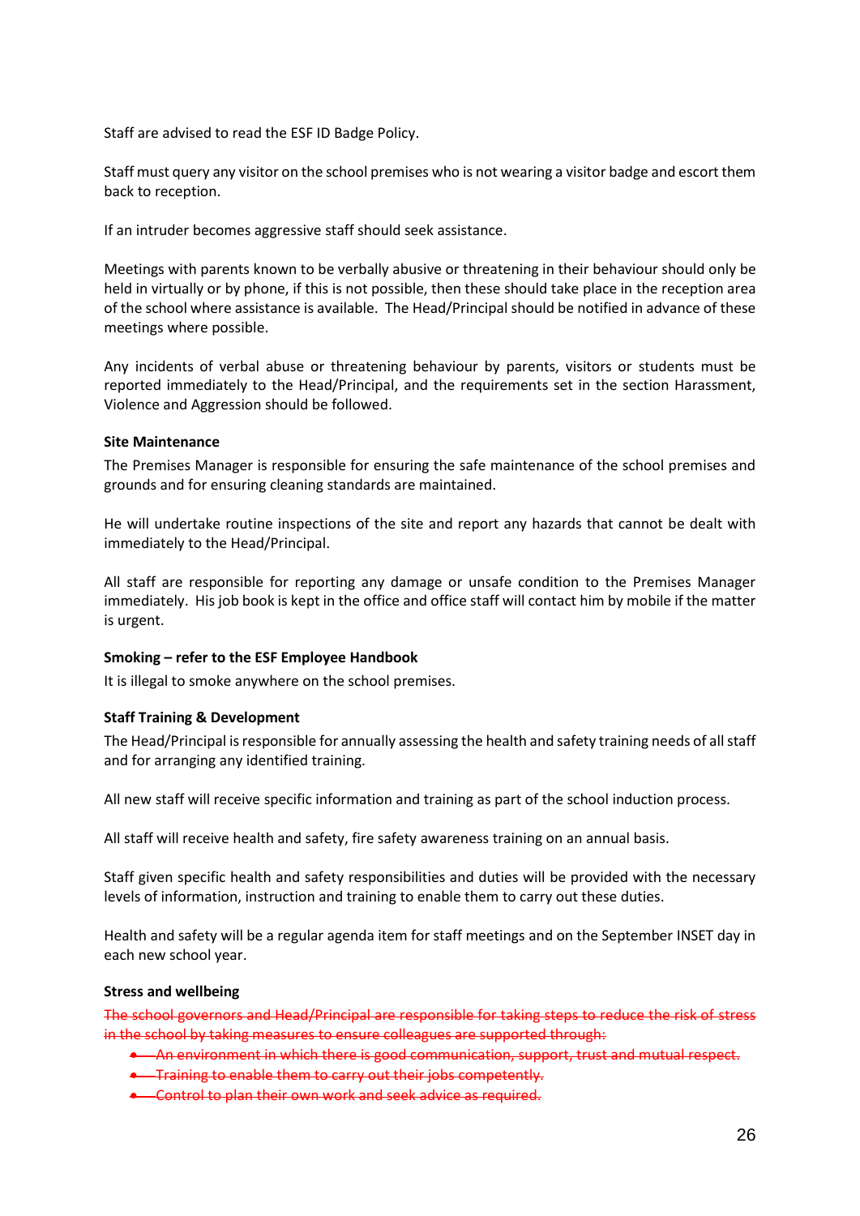Staff are advised to read the ESF ID Badge Policy.

Staff must query any visitor on the school premises who is not wearing a visitor badge and escort them back to reception.

If an intruder becomes aggressive staff should seek assistance.

Meetings with parents known to be verbally abusive or threatening in their behaviour should only be held in virtually or by phone, if this is not possible, then these should take place in the reception area of the school where assistance is available. The Head/Principal should be notified in advance of these meetings where possible.

Any incidents of verbal abuse or threatening behaviour by parents, visitors or students must be reported immediately to the Head/Principal, and the requirements set in the section Harassment, Violence and Aggression should be followed.

**Site Maintenance**

The Premises Manager is responsible for ensuring the safe maintenance of the school premises and grounds and for ensuring cleaning standards are maintained.

He will undertake routine inspections of the site and report any hazards that cannot be dealt with immediately to the Head/Principal.

All staff are responsible for reporting any damage or unsafe condition to the Premises Manager immediately. His job book is kept in the office and office staff will contact him by mobile if the matter is urgent.

**Smoking – refer to the ESF Employee Handbook**

It is illegal to smoke anywhere on the school premises.

**Staff Training & Development**

The Head/Principal is responsible for annually assessing the health and safety training needs of all staff and for arranging any identified training.

All new staff will receive specific information and training as part of the school induction process.

All staff will receive health and safety, fire safety awareness training on an annual basis.

Staff given specific health and safety responsibilities and duties will be provided with the necessary levels of information, instruction and training to enable them to carry out these duties.

Health and safety will be a regular agenda item for staff meetings and on the September INSET day in each new school year.

**Stress and wellbeing**

~~The school governors and Head/Principal are responsible for taking steps to reduce the risk of stress in the school by taking measures to ensure colleagues are supported through:~~

- ~~An environment in which there is good communication, support, trust and mutual respect.~~
- ~~Training to enable them to carry out their jobs competently.~~
- ~~Control to plan their own work and seek advice as required.~~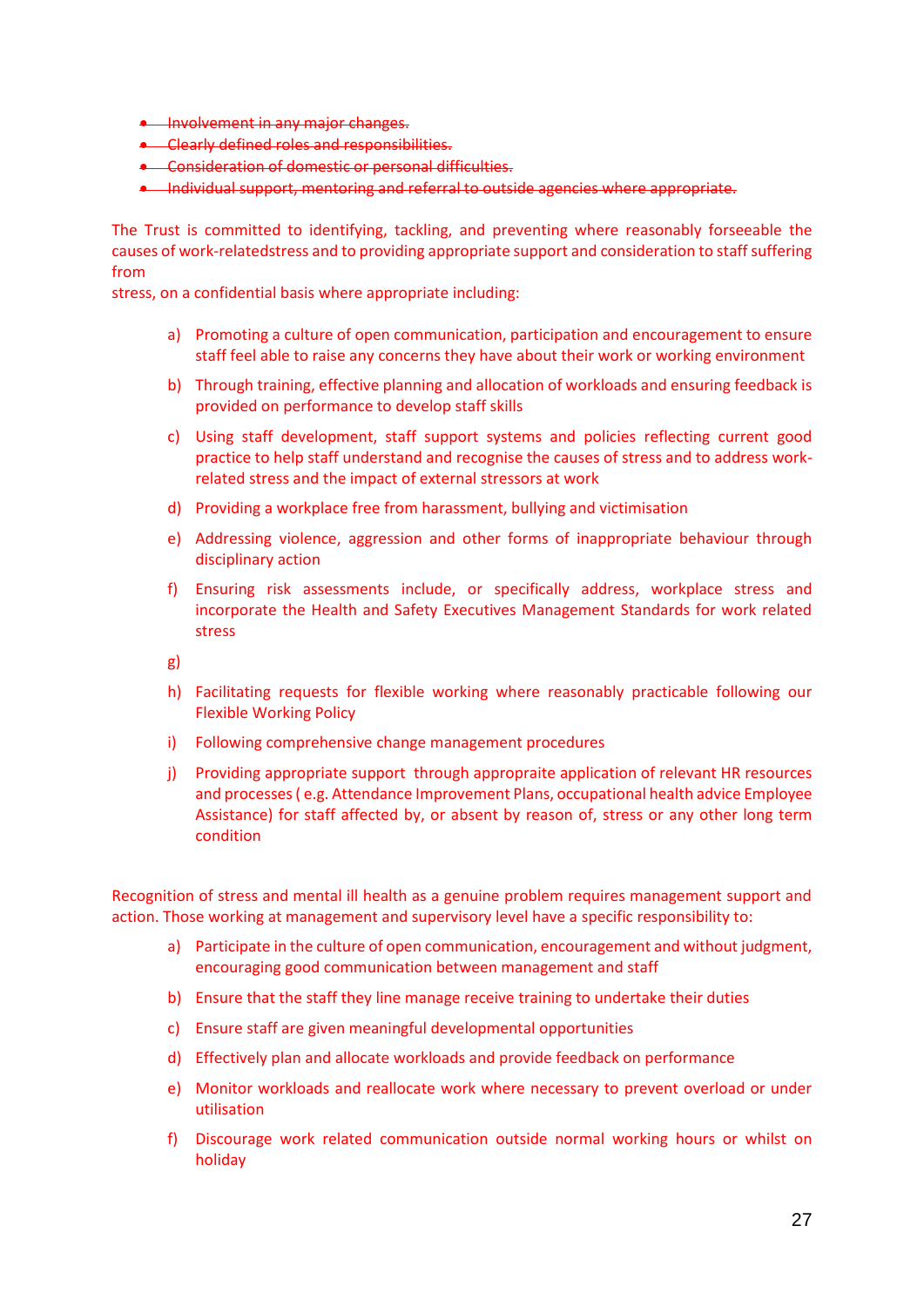- ~~Involvement in any major changes.~~
- ~~Clearly defined roles and responsibilities.~~
- ~~Consideration of domestic or personal difficulties.~~
- ~~Individual support, mentoring and referral to outside agencies where appropriate.~~

The Trust is committed to identifying, tackling, and preventing where reasonably forseeable the causes of work-relatedstress and to providing appropriate support and consideration to staff suffering from
stress, on a confidential basis where appropriate including:

a) Promoting a culture of open communication, participation and encouragement to ensure staff feel able to raise any concerns they have about their work or working environment

b) Through training, effective planning and allocation of workloads and ensuring feedback is provided on performance to develop staff skills

c) Using staff development, staff support systems and policies reflecting current good practice to help staff understand and recognise the causes of stress and to address work-related stress and the impact of external stressors at work

d) Providing a workplace free from harassment, bullying and victimisation

e) Addressing violence, aggression and other forms of inappropriate behaviour through disciplinary action

f) Ensuring risk assessments include, or specifically address, workplace stress and incorporate the Health and Safety Executives Management Standards for work related stress

g)

h) Facilitating requests for flexible working where reasonably practicable following our Flexible Working Policy

i) Following comprehensive change management procedures

j) Providing appropriate support through appropriate application of relevant HR resources and processes ( e.g. Attendance Improvement Plans, occupational health advice Employee Assistance) for staff affected by, or absent by reason of, stress or any other long term condition

Recognition of stress and mental ill health as a genuine problem requires management support and action. Those working at management and supervisory level have a specific responsibility to:

a) Participate in the culture of open communication, encouragement and without judgment, encouraging good communication between management and staff

b) Ensure that the staff they line manage receive training to undertake their duties

c) Ensure staff are given meaningful developmental opportunities

d) Effectively plan and allocate workloads and provide feedback on performance

e) Monitor workloads and reallocate work where necessary to prevent overload or under utilisation

f) Discourage work related communication outside normal working hours or whilst on holiday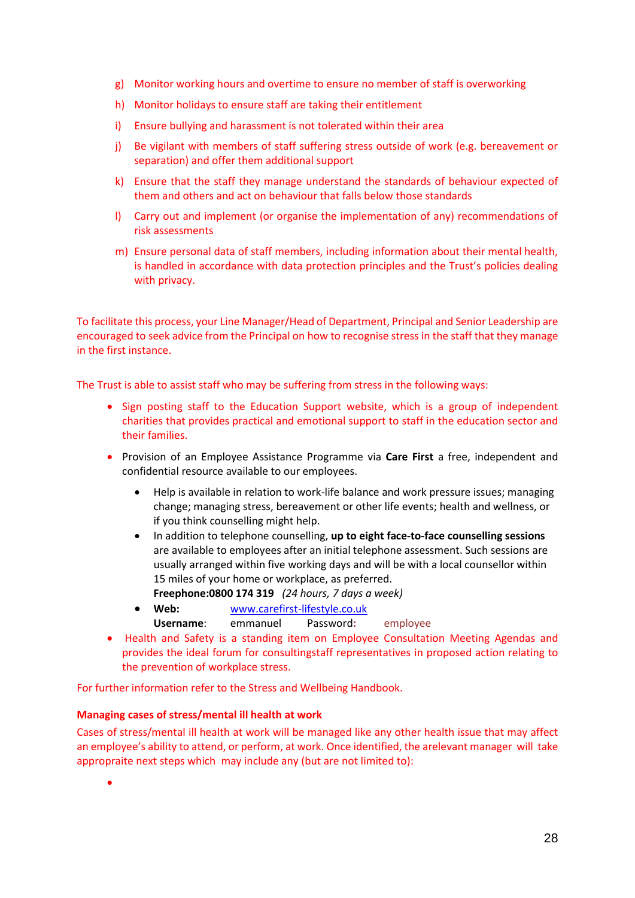g) Monitor working hours and overtime to ensure no member of staff is overworking

h) Monitor holidays to ensure staff are taking their entitlement

i) Ensure bullying and harassment is not tolerated within their area

j) Be vigilant with members of staff suffering stress outside of work (e.g. bereavement or separation) and offer them additional support

k) Ensure that the staff they manage understand the standards of behaviour expected of them and others and act on behaviour that falls below those standards

l) Carry out and implement (or organise the implementation of any) recommendations of risk assessments

m) Ensure personal data of staff members, including information about their mental health, is handled in accordance with data protection principles and the Trust's policies dealing with privacy.

To facilitate this process, your Line Manager/Head of Department, Principal and Senior Leadership are encouraged to seek advice from the Principal on how to recognise stress in the staff that they manage in the first instance.

The Trust is able to assist staff who may be suffering from stress in the following ways:

- Sign posting staff to the Education Support website, which is a group of independent charities that provides practical and emotional support to staff in the education sector and their families.
- Provision of an Employee Assistance Programme via **Care First** a free, independent and confidential resource available to our employees.
  - Help is available in relation to work-life balance and work pressure issues; managing change; managing stress, bereavement or other life events; health and wellness, or if you think counselling might help.
  - In addition to telephone counselling, **up to eight face-to-face counselling sessions** are available to employees after an initial telephone assessment. Such sessions are usually arranged within five working days and will be with a local counsellor within 15 miles of your home or workplace, as preferred.
    **Freephone:0800 174 319** *(24 hours, 7 days a week)*
  - **Web:** www.carefirst-lifestyle.co.uk
    **Username**: emmanuel Password**:** employee
- Health and Safety is a standing item on Employee Consultation Meeting Agendas and provides the ideal forum for consultingstaff representatives in proposed action relating to the prevention of workplace stress.

For further information refer to the Stress and Wellbeing Handbook.

**Managing cases of stress/mental ill health at work**

Cases of stress/mental ill health at work will be managed like any other health issue that may affect an employee's ability to attend, or perform, at work. Once identified, the arelevant manager will take appropraite next steps which may include any (but are not limited to):

-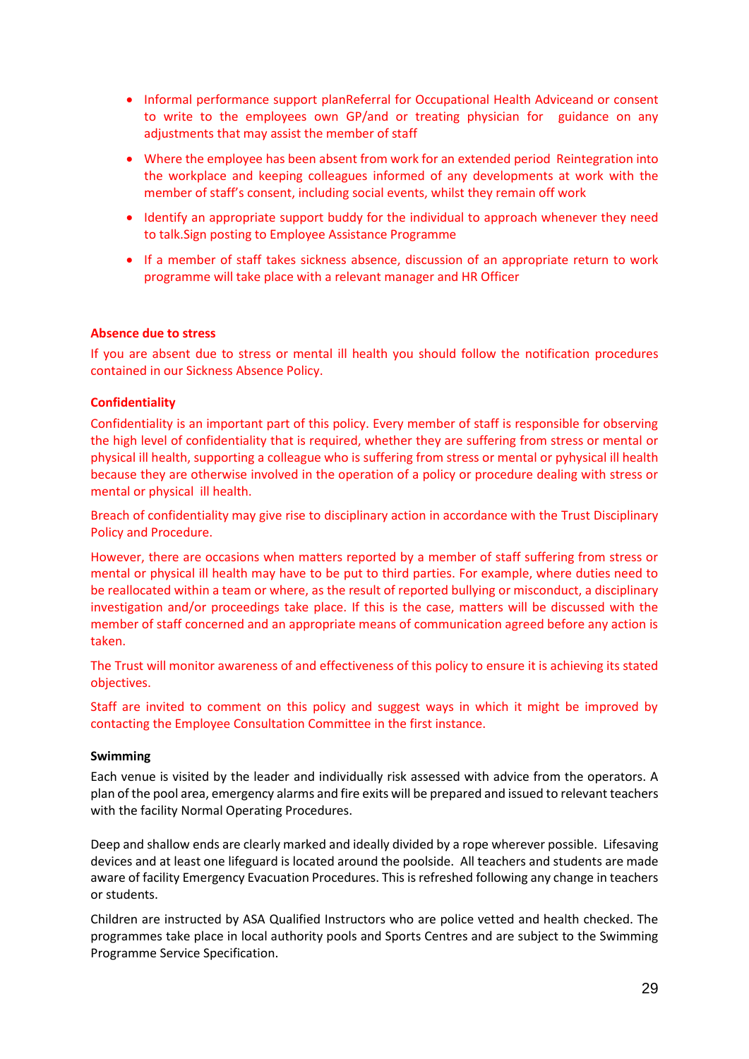- Informal performance support planReferral for Occupational Health Adviceand or consent to write to the employees own GP/and or treating physician for guidance on any adjustments that may assist the member of staff
- Where the employee has been absent from work for an extended period Reintegration into the workplace and keeping colleagues informed of any developments at work with the member of staff's consent, including social events, whilst they remain off work
- Identify an appropriate support buddy for the individual to approach whenever they need to talk.Sign posting to Employee Assistance Programme
- If a member of staff takes sickness absence, discussion of an appropriate return to work programme will take place with a relevant manager and HR Officer

**Absence due to stress**

If you are absent due to stress or mental ill health you should follow the notification procedures contained in our Sickness Absence Policy.

**Confidentiality**

Confidentiality is an important part of this policy. Every member of staff is responsible for observing the high level of confidentiality that is required, whether they are suffering from stress or mental or physical ill health, supporting a colleague who is suffering from stress or mental or pyhysical ill health because they are otherwise involved in the operation of a policy or procedure dealing with stress or mental or physical ill health.

Breach of confidentiality may give rise to disciplinary action in accordance with the Trust Disciplinary Policy and Procedure.

However, there are occasions when matters reported by a member of staff suffering from stress or mental or physical ill health may have to be put to third parties. For example, where duties need to be reallocated within a team or where, as the result of reported bullying or misconduct, a disciplinary investigation and/or proceedings take place. If this is the case, matters will be discussed with the member of staff concerned and an appropriate means of communication agreed before any action is taken.

The Trust will monitor awareness of and effectiveness of this policy to ensure it is achieving its stated objectives.

Staff are invited to comment on this policy and suggest ways in which it might be improved by contacting the Employee Consultation Committee in the first instance.

**Swimming**

Each venue is visited by the leader and individually risk assessed with advice from the operators. A plan of the pool area, emergency alarms and fire exits will be prepared and issued to relevant teachers with the facility Normal Operating Procedures.

Deep and shallow ends are clearly marked and ideally divided by a rope wherever possible. Lifesaving devices and at least one lifeguard is located around the poolside. All teachers and students are made aware of facility Emergency Evacuation Procedures. This is refreshed following any change in teachers or students.

Children are instructed by ASA Qualified Instructors who are police vetted and health checked. The programmes take place in local authority pools and Sports Centres and are subject to the Swimming Programme Service Specification.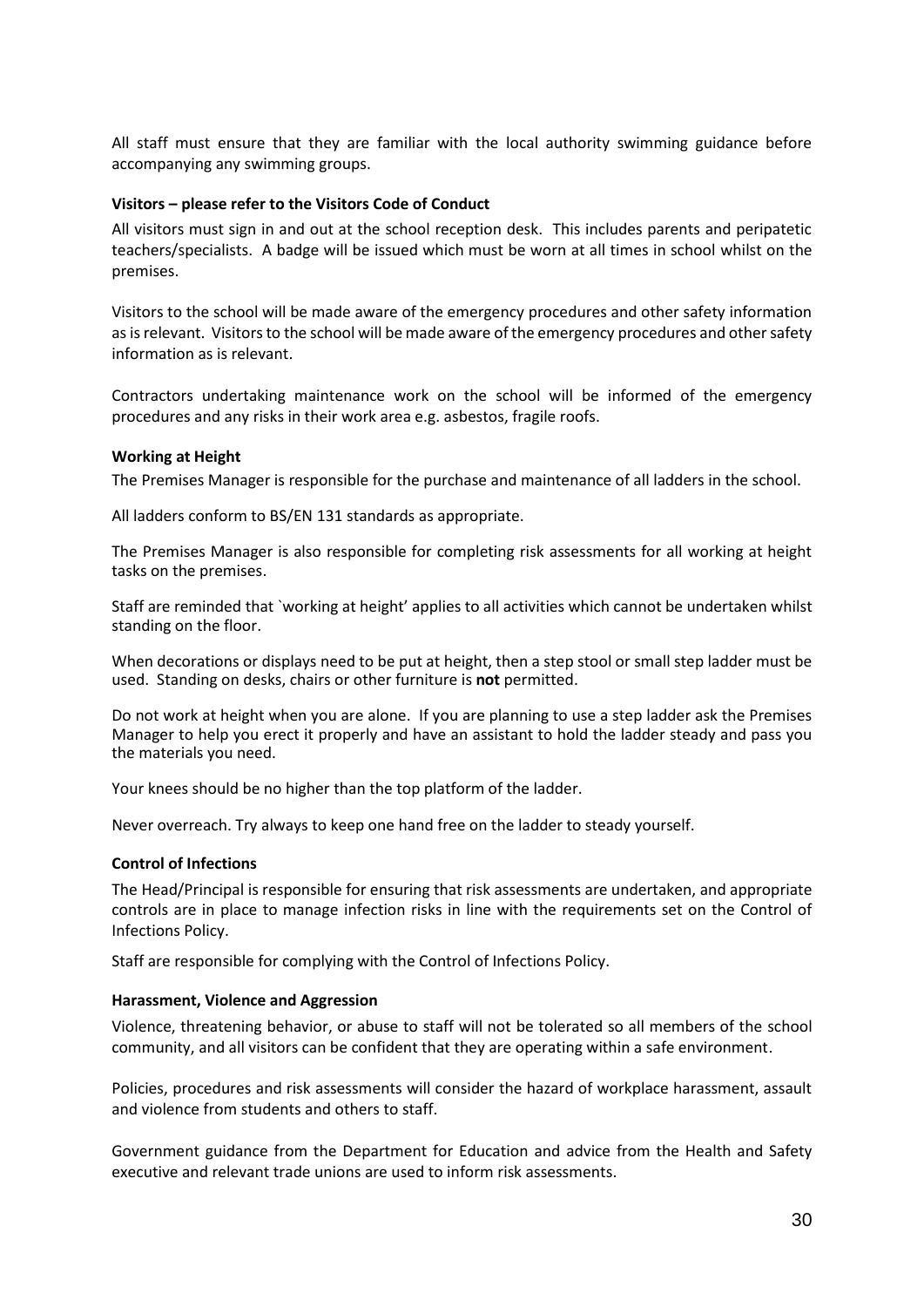All staff must ensure that they are familiar with the local authority swimming guidance before accompanying any swimming groups.

**Visitors – please refer to the Visitors Code of Conduct**

All visitors must sign in and out at the school reception desk. This includes parents and peripatetic teachers/specialists. A badge will be issued which must be worn at all times in school whilst on the premises.

Visitors to the school will be made aware of the emergency procedures and other safety information as is relevant. Visitors to the school will be made aware of the emergency procedures and other safety information as is relevant.

Contractors undertaking maintenance work on the school will be informed of the emergency procedures and any risks in their work area e.g. asbestos, fragile roofs.

**Working at Height**

The Premises Manager is responsible for the purchase and maintenance of all ladders in the school.

All ladders conform to BS/EN 131 standards as appropriate.

The Premises Manager is also responsible for completing risk assessments for all working at height tasks on the premises.

Staff are reminded that `working at height' applies to all activities which cannot be undertaken whilst standing on the floor.

When decorations or displays need to be put at height, then a step stool or small step ladder must be used. Standing on desks, chairs or other furniture is **not** permitted.

Do not work at height when you are alone. If you are planning to use a step ladder ask the Premises Manager to help you erect it properly and have an assistant to hold the ladder steady and pass you the materials you need.

Your knees should be no higher than the top platform of the ladder.

Never overreach. Try always to keep one hand free on the ladder to steady yourself.

**Control of Infections**

The Head/Principal is responsible for ensuring that risk assessments are undertaken, and appropriate controls are in place to manage infection risks in line with the requirements set on the Control of Infections Policy.

Staff are responsible for complying with the Control of Infections Policy.

**Harassment, Violence and Aggression**

Violence, threatening behavior, or abuse to staff will not be tolerated so all members of the school community, and all visitors can be confident that they are operating within a safe environment.

Policies, procedures and risk assessments will consider the hazard of workplace harassment, assault and violence from students and others to staff.

Government guidance from the Department for Education and advice from the Health and Safety executive and relevant trade unions are used to inform risk assessments.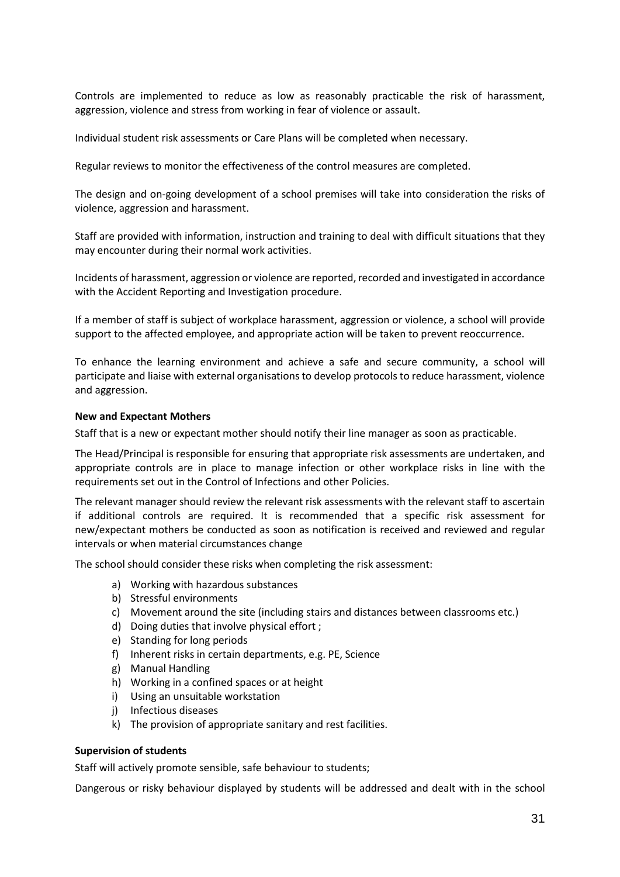Controls are implemented to reduce as low as reasonably practicable the risk of harassment, aggression, violence and stress from working in fear of violence or assault.

Individual student risk assessments or Care Plans will be completed when necessary.

Regular reviews to monitor the effectiveness of the control measures are completed.

The design and on-going development of a school premises will take into consideration the risks of violence, aggression and harassment.

Staff are provided with information, instruction and training to deal with difficult situations that they may encounter during their normal work activities.

Incidents of harassment, aggression or violence are reported, recorded and investigated in accordance with the Accident Reporting and Investigation procedure.

If a member of staff is subject of workplace harassment, aggression or violence, a school will provide support to the affected employee, and appropriate action will be taken to prevent reoccurrence.

To enhance the learning environment and achieve a safe and secure community, a school will participate and liaise with external organisations to develop protocols to reduce harassment, violence and aggression.

**New and Expectant Mothers**

Staff that is a new or expectant mother should notify their line manager as soon as practicable.

The Head/Principal is responsible for ensuring that appropriate risk assessments are undertaken, and appropriate controls are in place to manage infection or other workplace risks in line with the requirements set out in the Control of Infections and other Policies.

The relevant manager should review the relevant risk assessments with the relevant staff to ascertain if additional controls are required. It is recommended that a specific risk assessment for new/expectant mothers be conducted as soon as notification is received and reviewed and regular intervals or when material circumstances change

The school should consider these risks when completing the risk assessment:

a) Working with hazardous substances
b) Stressful environments
c) Movement around the site (including stairs and distances between classrooms etc.)
d) Doing duties that involve physical effort ;
e) Standing for long periods
f) Inherent risks in certain departments, e.g. PE, Science
g) Manual Handling
h) Working in a confined spaces or at height
i) Using an unsuitable workstation
j) Infectious diseases
k) The provision of appropriate sanitary and rest facilities.

**Supervision of students**

Staff will actively promote sensible, safe behaviour to students;

Dangerous or risky behaviour displayed by students will be addressed and dealt with in the school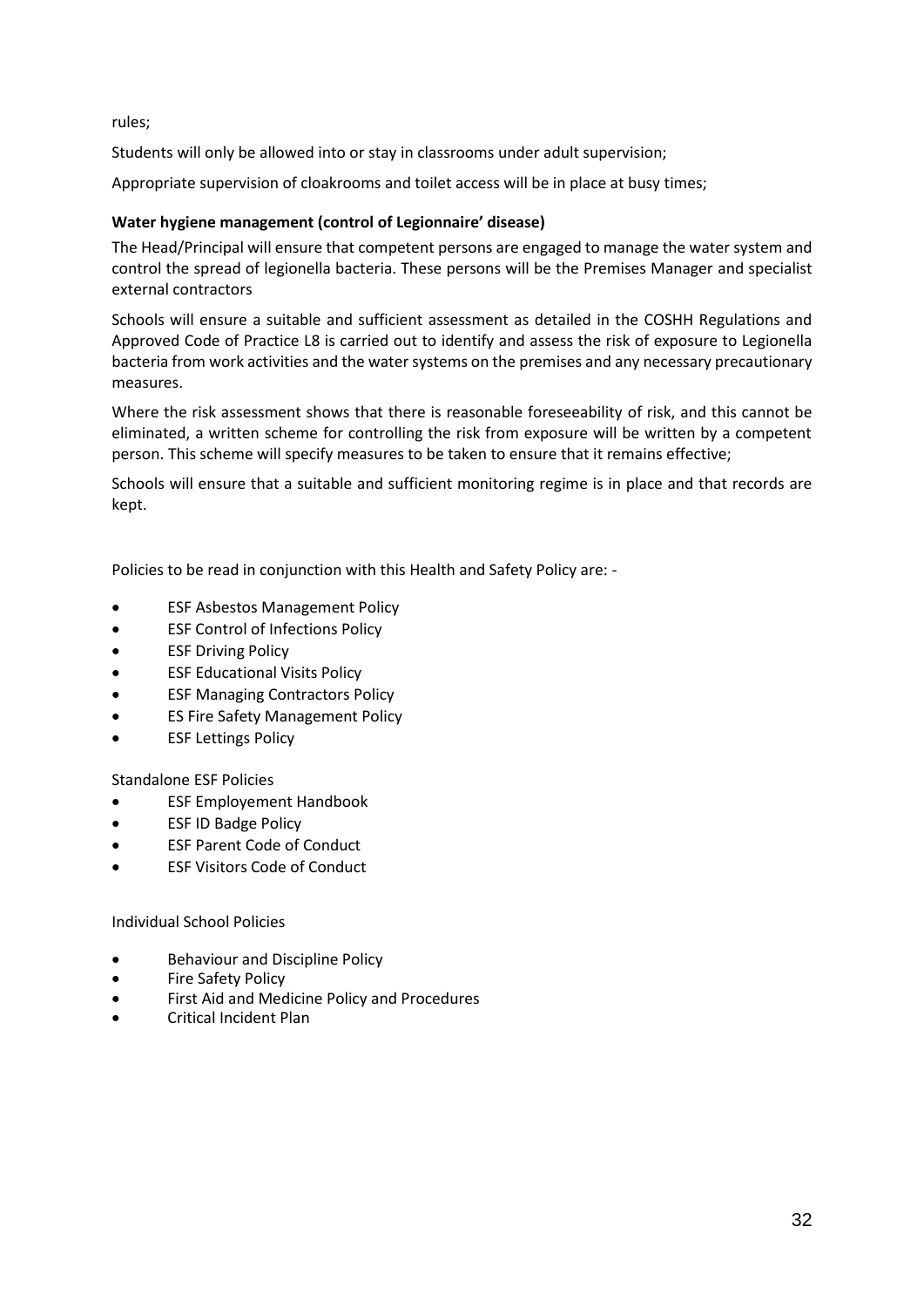rules;

Students will only be allowed into or stay in classrooms under adult supervision;

Appropriate supervision of cloakrooms and toilet access will be in place at busy times;

**Water hygiene management (control of Legionnaire' disease)**

The Head/Principal will ensure that competent persons are engaged to manage the water system and control the spread of legionella bacteria. These persons will be the Premises Manager and specialist external contractors

Schools will ensure a suitable and sufficient assessment as detailed in the COSHH Regulations and Approved Code of Practice L8 is carried out to identify and assess the risk of exposure to Legionella bacteria from work activities and the water systems on the premises and any necessary precautionary measures.

Where the risk assessment shows that there is reasonable foreseeability of risk, and this cannot be eliminated, a written scheme for controlling the risk from exposure will be written by a competent person. This scheme will specify measures to be taken to ensure that it remains effective;

Schools will ensure that a suitable and sufficient monitoring regime is in place and that records are kept.

Policies to be read in conjunction with this Health and Safety Policy are: -

- ESF Asbestos Management Policy
- ESF Control of Infections Policy
- ESF Driving Policy
- ESF Educational Visits Policy
- ESF Managing Contractors Policy
- ES Fire Safety Management Policy
- ESF Lettings Policy

Standalone ESF Policies

- ESF Employement Handbook
- ESF ID Badge Policy
- ESF Parent Code of Conduct
- ESF Visitors Code of Conduct

Individual School Policies

- Behaviour and Discipline Policy
- Fire Safety Policy
- First Aid and Medicine Policy and Procedures
- Critical Incident Plan